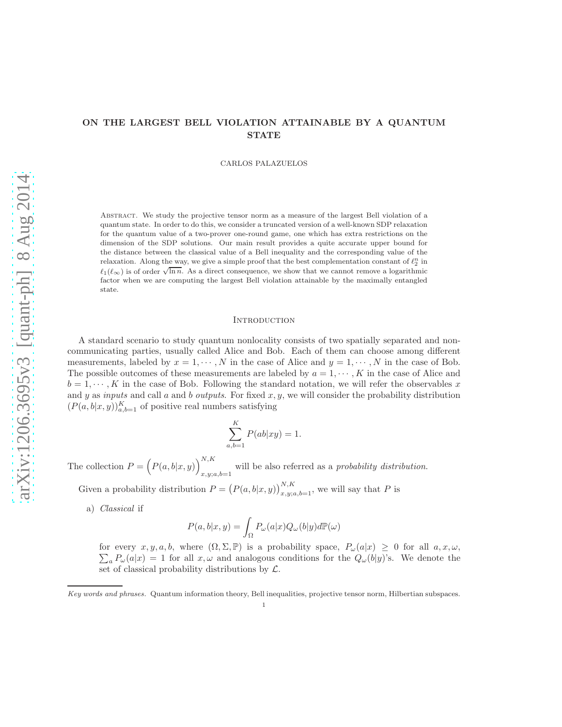# ON THE LARGEST BELL VIOLATION ATTAINABLE BY A QUANTUM STATE

CARLOS PALAZUELOS

Abstract. We study the projective tensor norm as a measure of the largest Bell violation of a quantum state. In order to do this, we consider a truncated version of a well-known SDP relaxation for the quantum value of a two-prover one-round game, one which has extra restrictions on the dimension of the SDP solutions. Our main result provides a quite accurate upper bound for the distance between the classical value of a Bell inequality and the corresponding value of the relaxation. Along the way, we give a simple proof that the best complementation constant of $\ell_2^n$ in $\ell_1(\ell_\infty)$ is of order $\sqrt{\ln n}$. As a direct consequence, we show that we cannot remove a logarithmic factor when we are computing the largest Bell violation attainable by the maximally entangled state.

## Introduction

A standard scenario to study quantum nonlocality consists of two spatially separated and non-communicating parties, usually called Alice and Bob. Each of them can choose among different measurements, labeled by $x = 1, \cdots, N$ in the case of Alice and $y = 1, \cdots, N$ in the case of Bob. The possible outcomes of these measurements are labeled by $a = 1, \cdots, K$ in the case of Alice and $b = 1, \cdots, K$ in the case of Bob. Following the standard notation, we will refer the observables $x$ and $y$ as *inputs* and call $a$ and $b$ *outputs*. For fixed $x, y$, we will consider the probability distribution $(P(a, b|x, y))_{a,b=1}^K$ of positive real numbers satisfying

$$\sum_{a,b=1}^{K} P(ab|xy) = 1.$$

The collection $P = \Big(P(a, b|x, y)\Big)_{x,y;a,b=1}^{N,K}$ will be also referred as a *probability distribution*.

Given a probability distribution $P = \big(P(a, b|x, y)\big)_{x,y;a,b=1}^{N,K}$, we will say that $P$ is

a) *Classical* if

$$P(a, b|x, y) = \int_\Omega P_\omega(a|x) Q_\omega(b|y) d\mathbb{P}(\omega)$$

for every $x, y, a, b$, where $(\Omega, \Sigma, \mathbb{P})$ is a probability space, $P_\omega(a|x) \geq 0$ for all $a, x, \omega$, $\sum_a P_\omega(a|x) = 1$ for all $x, \omega$ and analogous conditions for the $Q_\omega(b|y)$'s. We denote the set of classical probability distributions by $\mathcal{L}$.

*Key words and phrases.* Quantum information theory, Bell inequalities, projective tensor norm, Hilbertian subspaces.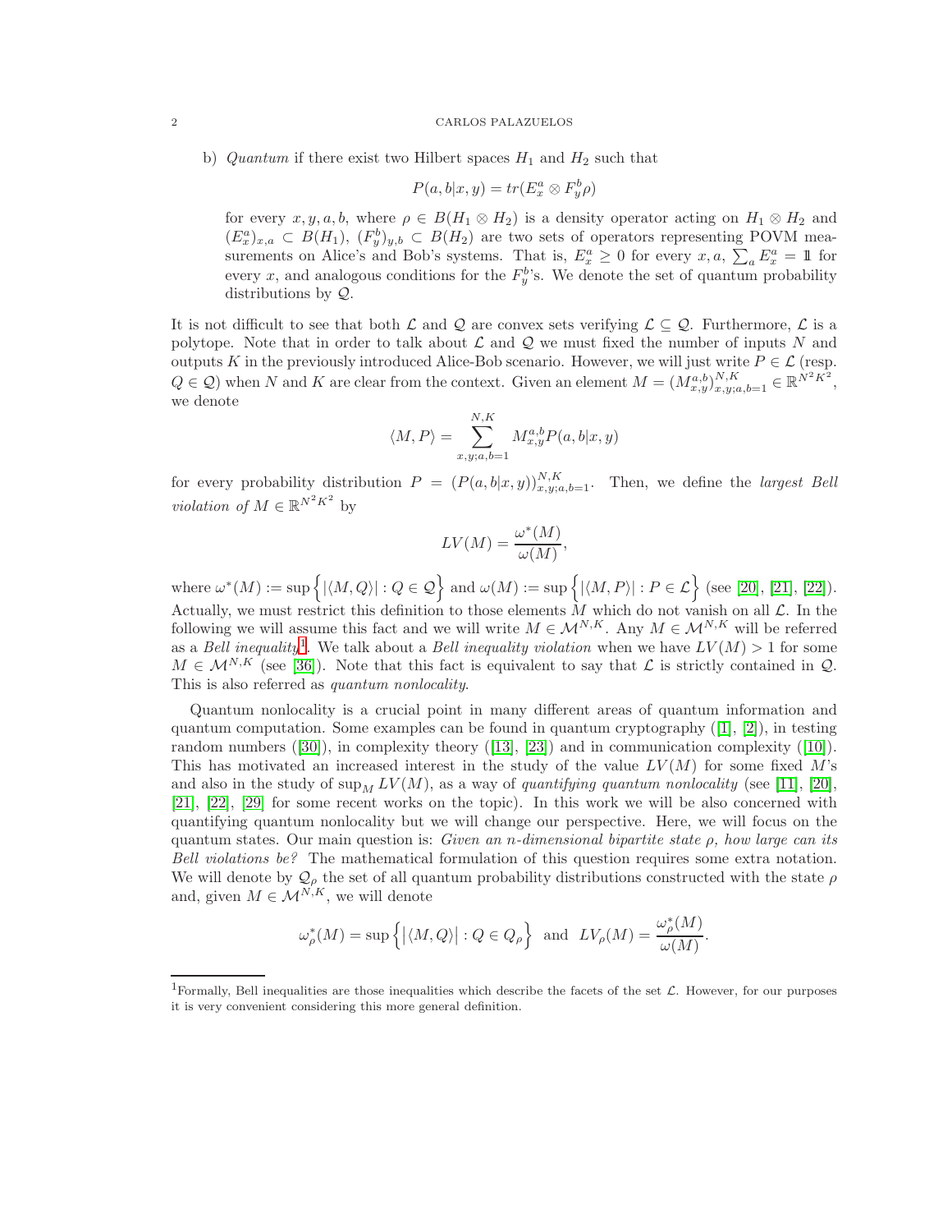b) *Quantum* if there exist two Hilbert spaces $H_1$ and $H_2$ such that

$$P(a,b|x,y) = tr(E_x^a \otimes F_y^b \rho)$$

for every $x, y, a, b$, where $\rho \in B(H_1 \otimes H_2)$ is a density operator acting on $H_1 \otimes H_2$ and $(E_x^a)_{x,a} \subset B(H_1)$, $(F_y^b)_{y,b} \subset B(H_2)$ are two sets of operators representing POVM measurements on Alice's and Bob's systems. That is, $E_x^a \geq 0$ for every $x, a$, $\sum_a E_x^a = \mathbb{1}$ for every $x$, and analogous conditions for the $F_y^b$'s. We denote the set of quantum probability distributions by $\mathcal{Q}$.

It is not difficult to see that both $\mathcal{L}$ and $\mathcal{Q}$ are convex sets verifying $\mathcal{L} \subseteq \mathcal{Q}$. Furthermore, $\mathcal{L}$ is a polytope. Note that in order to talk about $\mathcal{L}$ and $\mathcal{Q}$ we must fixed the number of inputs $N$ and outputs $K$ in the previously introduced Alice-Bob scenario. However, we will just write $P \in \mathcal{L}$ (resp. $Q \in \mathcal{Q}$) when $N$ and $K$ are clear from the context. Given an element $M = (M_{x,y}^{a,b})_{x,y;a,b=1}^{N,K} \in \mathbb{R}^{N^2K^2}$, we denote

$$\langle M, P \rangle = \sum_{x,y;a,b=1}^{N,K} M_{x,y}^{a,b} P(a,b|x,y)$$

for every probability distribution $P = (P(a,b|x,y))_{x,y;a,b=1}^{N,K}$. Then, we define the *largest Bell violation of* $M \in \mathbb{R}^{N^2K^2}$ by

$$LV(M) = \frac{\omega^*(M)}{\omega(M)},$$

where $\omega^*(M) := \sup\Big\{|\langle M, Q\rangle| : Q \in \mathcal{Q}\Big\}$ and $\omega(M) := \sup\Big\{|\langle M, P\rangle| : P \in \mathcal{L}\Big\}$ (see [20], [21], [22]). Actually, we must restrict this definition to those elements $M$ which do not vanish on all $\mathcal{L}$. In the following we will assume this fact and we will write $M \in \mathcal{M}^{N,K}$. Any $M \in \mathcal{M}^{N,K}$ will be referred as a *Bell inequality*[1]. We talk about a *Bell inequality violation* when we have $LV(M) > 1$ for some $M \in \mathcal{M}^{N,K}$ (see [36]). Note that this fact is equivalent to say that $\mathcal{L}$ is strictly contained in $\mathcal{Q}$. This is also referred as *quantum nonlocality*.

Quantum nonlocality is a crucial point in many different areas of quantum information and quantum computation. Some examples can be found in quantum cryptography ([1], [2]), in testing random numbers ([30]), in complexity theory ([13], [23]) and in communication complexity ([10]). This has motivated an increased interest in the study of the value $LV(M)$ for some fixed $M$'s and also in the study of $\sup_M LV(M)$, as a way of *quantifying quantum nonlocality* (see [11], [20], [21], [22], [29] for some recent works on the topic). In this work we will be also concerned with quantifying quantum nonlocality but we will change our perspective. Here, we will focus on the quantum states. Our main question is: *Given an n-dimensional bipartite state ρ, how large can its Bell violations be?* The mathematical formulation of this question requires some extra notation. We will denote by $\mathcal{Q}_\rho$ the set of all quantum probability distributions constructed with the state $\rho$ and, given $M \in \mathcal{M}^{N,K}$, we will denote

$$\omega_\rho^*(M) = \sup\Big\{\big|\langle M, Q\rangle\big| : Q \in Q_\rho\Big\} \text{ and } LV_\rho(M) = \frac{\omega_\rho^*(M)}{\omega(M)}.$$

---

[1] Formally, Bell inequalities are those inequalities which describe the facets of the set $\mathcal{L}$. However, for our purposes it is very convenient considering this more general definition.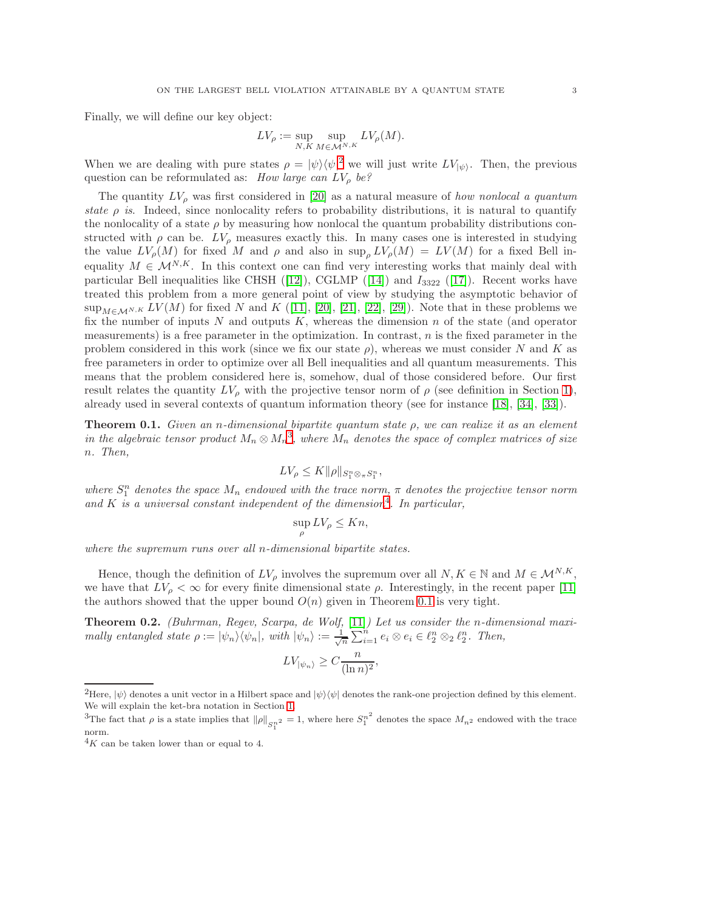Finally, we will define our key object:

$$LV_\rho := \sup_{N,K} \sup_{M \in \mathcal{M}^{N,K}} LV_\rho(M).$$

When we are dealing with pure states $\rho = |\psi\rangle\langle\psi|$[2] we will just write $LV_{|\psi\rangle}$. Then, the previous question can be reformulated as: *How large can $LV_\rho$ be?*

The quantity $LV_\rho$ was first considered in [20] as a natural measure of *how nonlocal a quantum state $\rho$ is*. Indeed, since nonlocality refers to probability distributions, it is natural to quantify the nonlocality of a state $\rho$ by measuring how nonlocal the quantum probability distributions constructed with $\rho$ can be. $LV_\rho$ measures exactly this. In many cases one is interested in studying the value $LV_\rho(M)$ for fixed $M$ and $\rho$ and also in $\sup_\rho LV_\rho(M) = LV(M)$ for a fixed Bell inequality $M \in \mathcal{M}^{N,K}$. In this context one can find very interesting works that mainly deal with particular Bell inequalities like CHSH ([12]), CGLMP ([14]) and $I_{3322}$ ([17]). Recent works have treated this problem from a more general point of view by studying the asymptotic behavior of $\sup_{M\in\mathcal{M}^{N,K}} LV(M)$ for fixed $N$ and $K$ ([11], [20], [21], [22], [29]). Note that in these problems we fix the number of inputs $N$ and outputs $K$, whereas the dimension $n$ of the state (and operator measurements) is a free parameter in the optimization. In contrast, $n$ is the fixed parameter in the problem considered in this work (since we fix our state $\rho$), whereas we must consider $N$ and $K$ as free parameters in order to optimize over all Bell inequalities and all quantum measurements. This means that the problem considered here is, somehow, dual of those considered before. Our first result relates the quantity $LV_\rho$ with the projective tensor norm of $\rho$ (see definition in Section 1), already used in several contexts of quantum information theory (see for instance [18], [34], [33]).

**Theorem 0.1.** *Given an $n$-dimensional bipartite quantum state $\rho$, we can realize it as an element in the algebraic tensor product $M_n \otimes M_n$[3], where $M_n$ denotes the space of complex matrices of size $n$. Then,*

$$LV_\rho \leq K \|\rho\|_{S_1^n \otimes_\pi S_1^n},$$

*where $S_1^n$ denotes the space $M_n$ endowed with the trace norm, $\pi$ denotes the projective tensor norm and $K$ is a universal constant independent of the dimension[4]. In particular,*

$$\sup_\rho LV_\rho \leq Kn,$$

*where the supremum runs over all $n$-dimensional bipartite states.*

Hence, though the definition of $LV_\rho$ involves the supremum over all $N, K \in \mathbb{N}$ and $M \in \mathcal{M}^{N,K}$, we have that $LV_\rho < \infty$ for every finite dimensional state $\rho$. Interestingly, in the recent paper [11] the authors showed that the upper bound $O(n)$ given in Theorem 0.1 is very tight.

**Theorem 0.2.** *(Buhrman, Regev, Scarpa, de Wolf, [11]) Let us consider the $n$-dimensional maximally entangled state $\rho := |\psi_n\rangle\langle\psi_n|$, with $|\psi_n\rangle := \frac{1}{\sqrt{n}}\sum_{i=1}^n e_i \otimes e_i \in \ell_2^n \otimes_2 \ell_2^n$. Then,*

$$LV_{|\psi_n\rangle} \geq C \frac{n}{(\ln n)^2},$$

[2] Here, $|\psi\rangle$ denotes a unit vector in a Hilbert space and $|\psi\rangle\langle\psi|$ denotes the rank-one projection defined by this element. We will explain the ket-bra notation in Section 1.

[3] The fact that $\rho$ is a state implies that $\|\rho\|_{S_1^{n^2}} = 1$, where here $S_1^{n^2}$ denotes the space $M_{n^2}$ endowed with the trace norm.

[4] $K$ can be taken lower than or equal to 4.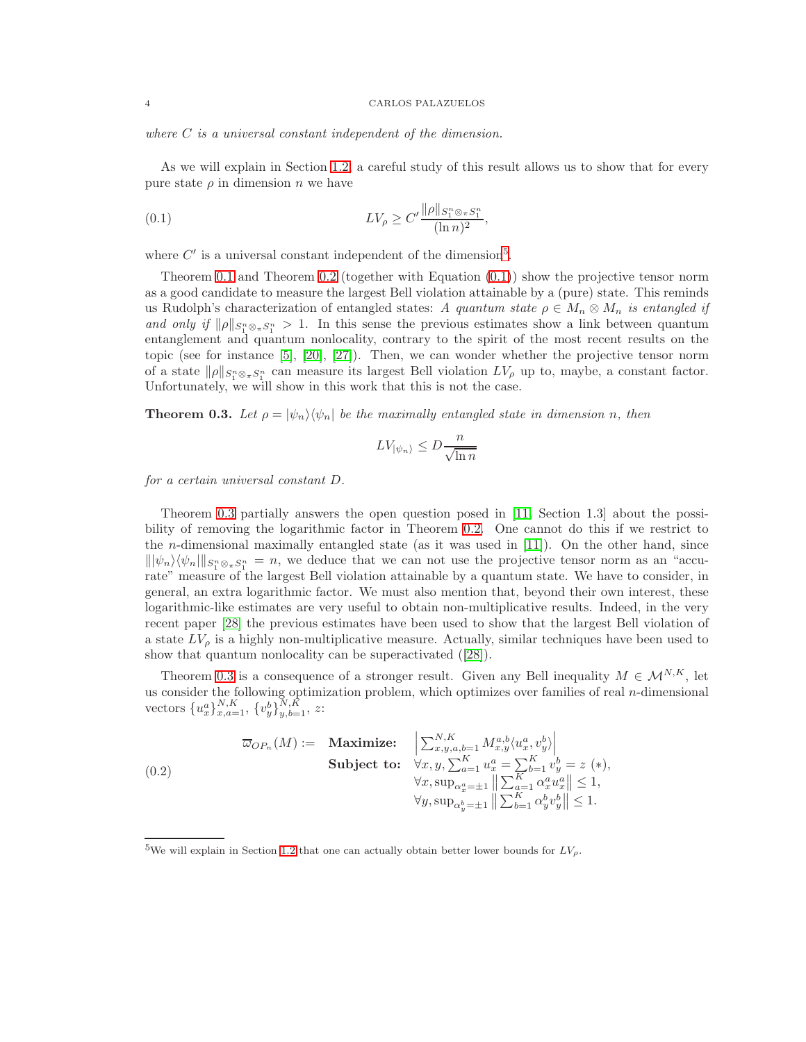*where $C$ is a universal constant independent of the dimension.*

As we will explain in Section 1.2, a careful study of this result allows us to show that for every pure state $\rho$ in dimension $n$ we have

$$LV_\rho \geq C' \frac{\|\rho\|_{S_1^n \otimes_\pi S_1^n}}{(\ln n)^2}, \tag{0.1}$$

where $C'$ is a universal constant independent of the dimension[5].

Theorem 0.1 and Theorem 0.2 (together with Equation (0.1)) show the projective tensor norm as a good candidate to measure the largest Bell violation attainable by a (pure) state. This reminds us Rudolph's characterization of entangled states: *A quantum state $\rho \in M_n \otimes M_n$ is entangled if and only if $\|\rho\|_{S_1^n \otimes_\pi S_1^n} > 1$.* In this sense the previous estimates show a link between quantum entanglement and quantum nonlocality, contrary to the spirit of the most recent results on the topic (see for instance [5], [20], [27]). Then, we can wonder whether the projective tensor norm of a state $\|\rho\|_{S_1^n \otimes_\pi S_1^n}$ can measure its largest Bell violation $LV_\rho$ up to, maybe, a constant factor. Unfortunately, we will show in this work that this is not the case.

**Theorem 0.3.** *Let $\rho = |\psi_n\rangle\langle\psi_n|$ be the maximally entangled state in dimension $n$, then*

$$LV_{|\psi_n\rangle} \leq D \frac{n}{\sqrt{\ln n}}$$

*for a certain universal constant $D$.*

Theorem 0.3 partially answers the open question posed in [11, Section 1.3] about the possibility of removing the logarithmic factor in Theorem 0.2. One cannot do this if we restrict to the $n$-dimensional maximally entangled state (as it was used in [11]). On the other hand, since $\||\psi_n\rangle\langle\psi_n|\|_{S_1^n \otimes_\pi S_1^n} = n$, we deduce that we can not use the projective tensor norm as an "accurate" measure of the largest Bell violation attainable by a quantum state. We have to consider, in general, an extra logarithmic factor. We must also mention that, beyond their own interest, these logarithmic-like estimates are very useful to obtain non-multiplicative results. Indeed, in the very recent paper [28] the previous estimates have been used to show that the largest Bell violation of a state $LV_\rho$ is a highly non-multiplicative measure. Actually, similar techniques have been used to show that quantum nonlocality can be superactivated ([28]).

Theorem 0.3 is a consequence of a stronger result. Given any Bell inequality $M \in \mathcal{M}^{N,K}$, let us consider the following optimization problem, which optimizes over families of real $n$-dimensional vectors $\{u_x^a\}_{x,a=1}^{N,K}$, $\{v_y^b\}_{y,b=1}^{N,K}$, $z$:

$$\overline{\omega}_{OP_n}(M) := \begin{array}{ll} \textbf{Maximize:} & \left|\sum_{x,y,a,b=1}^{N,K} M_{x,y}^{a,b} \langle u_x^a, v_y^b\rangle\right| \\ \textbf{Subject to:} & \forall x, y, \sum_{a=1}^K u_x^a = \sum_{b=1}^K v_y^b = z \ (*), \\ & \forall x, \sup_{\alpha_x^a = \pm 1} \left\| \sum_{a=1}^K \alpha_x^a u_x^a \right\| \leq 1, \\ & \forall y, \sup_{\alpha_y^b = \pm 1} \left\| \sum_{b=1}^K \alpha_y^b v_y^b \right\| \leq 1. \end{array} \tag{0.2}$$

[5] We will explain in Section 1.2 that one can actually obtain better lower bounds for $LV_\rho$.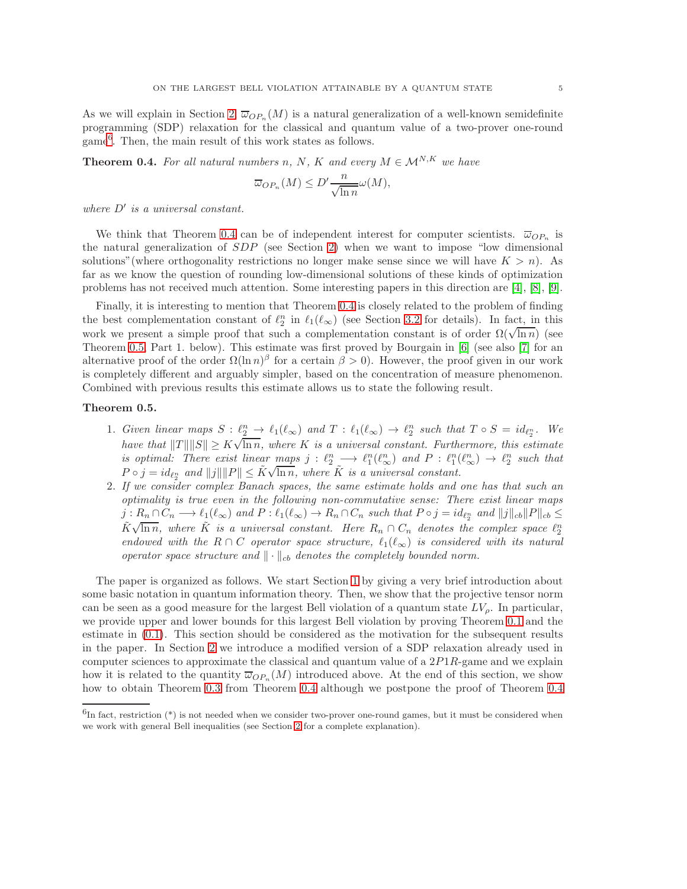As we will explain in Section 2, $\overline{\omega}_{OP_n}(M)$ is a natural generalization of a well-known semidefinite programming (SDP) relaxation for the classical and quantum value of a two-prover one-round game[6]. Then, the main result of this work states as follows.

**Theorem 0.4.** *For all natural numbers $n$, $N$, $K$ and every $M \in \mathcal{M}^{N,K}$ we have*

$$\overline{\omega}_{OP_n}(M) \leq D' \frac{n}{\sqrt{\ln n}} \omega(M),$$

*where $D'$ is a universal constant.*

We think that Theorem 0.4 can be of independent interest for computer scientists. $\overline{\omega}_{OP_n}$ is the natural generalization of $SDP$ (see Section 2) when we want to impose "low dimensional solutions"(where orthogonality restrictions no longer make sense since we will have $K > n$). As far as we know the question of rounding low-dimensional solutions of these kinds of optimization problems has not received much attention. Some interesting papers in this direction are [4], [8], [9].

Finally, it is interesting to mention that Theorem 0.4 is closely related to the problem of finding the best complementation constant of $\ell_2^n$ in $\ell_1(\ell_\infty)$ (see Section 3.2 for details). In fact, in this work we present a simple proof that such a complementation constant is of order $\Omega(\sqrt{\ln n})$ (see Theorem 0.5, Part 1. below). This estimate was first proved by Bourgain in [6] (see also [7] for an alternative proof of the order $\Omega(\ln n)^\beta$ for a certain $\beta > 0$). However, the proof given in our work is completely different and arguably simpler, based on the concentration of measure phenomenon. Combined with previous results this estimate allows us to state the following result.

**Theorem 0.5.**

1. *Given linear maps $S : \ell_2^n \to \ell_1(\ell_\infty)$ and $T : \ell_1(\ell_\infty) \to \ell_2^n$ such that $T \circ S = id_{\ell_2^n}$. We have that $\|T\|\|S\| \geq K\sqrt{\ln n}$, where $K$ is a universal constant. Furthermore, this estimate is optimal: There exist linear maps $j : \ell_2^n \longrightarrow \ell_1^n(\ell_\infty^n)$ and $P : \ell_1^n(\ell_\infty^n) \to \ell_2^n$ such that $P \circ j = id_{\ell_2^n}$ and $\|j\|\|P\| \leq \tilde{K}\sqrt{\ln n}$, where $\tilde{K}$ is a universal constant.*
2. *If we consider complex Banach spaces, the same estimate holds and one has that such an optimality is true even in the following non-commutative sense: There exist linear maps $j : R_n \cap C_n \longrightarrow \ell_1(\ell_\infty)$ and $P : \ell_1(\ell_\infty) \to R_n \cap C_n$ such that $P \circ j = id_{\ell_2^n}$ and $\|j\|_{cb}\|P\|_{cb} \leq \tilde{K}\sqrt{\ln n}$, where $\tilde{K}$ is a universal constant. Here $R_n \cap C_n$ denotes the complex space $\ell_2^n$ endowed with the $R \cap C$ operator space structure, $\ell_1(\ell_\infty)$ is considered with its natural operator space structure and $\| \cdot \|_{cb}$ denotes the completely bounded norm.*

The paper is organized as follows. We start Section 1 by giving a very brief introduction about some basic notation in quantum information theory. Then, we show that the projective tensor norm can be seen as a good measure for the largest Bell violation of a quantum state $LV_\rho$. In particular, we provide upper and lower bounds for this largest Bell violation by proving Theorem 0.1 and the estimate in (0.1). This section should be considered as the motivation for the subsequent results in the paper. In Section 2 we introduce a modified version of a SDP relaxation already used in computer sciences to approximate the classical and quantum value of a $2P1R$-game and we explain how it is related to the quantity $\overline{\omega}_{OP_n}(M)$ introduced above. At the end of this section, we show how to obtain Theorem 0.3 from Theorem 0.4 although we postpone the proof of Theorem 0.4

[6]In fact, restriction (\*) is not needed when we consider two-prover one-round games, but it must be considered when we work with general Bell inequalities (see Section 2 for a complete explanation).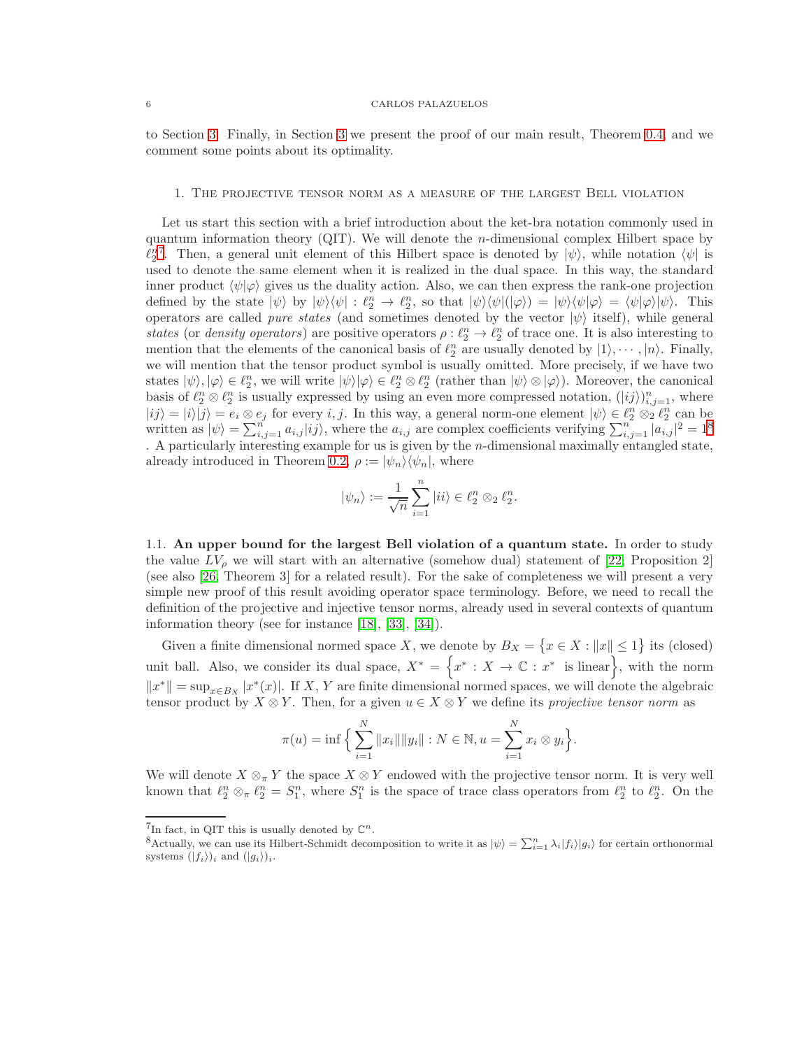to Section 3. Finally, in Section 3 we present the proof of our main result, Theorem 0.4, and we comment some points about its optimality.

## 1. The projective tensor norm as a measure of the largest Bell violation

Let us start this section with a brief introduction about the ket-bra notation commonly used in quantum information theory (QIT). We will denote the $n$-dimensional complex Hilbert space by $\ell_2^n$[7]. Then, a general unit element of this Hilbert space is denoted by $|\psi\rangle$, while notation $\langle\psi|$ is used to denote the same element when it is realized in the dual space. In this way, the standard inner product $\langle\psi|\varphi\rangle$ gives us the duality action. Also, we can then express the rank-one projection defined by the state $|\psi\rangle$ by $|\psi\rangle\langle\psi| : \ell_2^n \to \ell_2^n$, so that $|\psi\rangle\langle\psi|(|\varphi\rangle) = |\psi\rangle\langle\psi|\varphi\rangle = \langle\psi|\varphi\rangle|\psi\rangle$. This operators are called *pure states* (and sometimes denoted by the vector $|\psi\rangle$ itself), while general *states* (or *density operators*) are positive operators $\rho : \ell_2^n \to \ell_2^n$ of trace one. It is also interesting to mention that the elements of the canonical basis of $\ell_2^n$ are usually denoted by $|1\rangle, \cdots, |n\rangle$. Finally, we will mention that the tensor product symbol is usually omitted. More precisely, if we have two states $|\psi\rangle, |\varphi\rangle \in \ell_2^n$, we will write $|\psi\rangle|\varphi\rangle \in \ell_2^n \otimes \ell_2^n$ (rather than $|\psi\rangle \otimes |\varphi\rangle$). Moreover, the canonical basis of $\ell_2^n \otimes \ell_2^n$ is usually expressed by using an even more compressed notation, $(|ij\rangle)_{i,j=1}^n$, where $|ij\rangle = |i\rangle|j\rangle = e_i \otimes e_j$ for every $i, j$. In this way, a general norm-one element $|\psi\rangle \in \ell_2^n \otimes_2 \ell_2^n$ can be written as $|\psi\rangle = \sum_{i,j=1}^n a_{i,j}|ij\rangle$, where the $a_{i,j}$ are complex coefficients verifying $\sum_{i,j=1}^n |a_{i,j}|^2 = 1$[8]. A particularly interesting example for us is given by the $n$-dimensional maximally entangled state, already introduced in Theorem 0.2, $\rho := |\psi_n\rangle\langle\psi_n|$, where

$$|\psi_n\rangle := \frac{1}{\sqrt{n}} \sum_{i=1}^n |ii\rangle \in \ell_2^n \otimes_2 \ell_2^n.$$

### 1.1. An upper bound for the largest Bell violation of a quantum state.

In order to study the value $LV_\rho$ we will start with an alternative (somehow dual) statement of [22, Proposition 2] (see also [26, Theorem 3] for a related result). For the sake of completeness we will present a very simple new proof of this result avoiding operator space terminology. Before, we need to recall the definition of the projective and injective tensor norms, already used in several contexts of quantum information theory (see for instance [18], [33], [34]).

Given a finite dimensional normed space $X$, we denote by $B_X = \{x \in X : \|x\| \leq 1\}$ its (closed) unit ball. Also, we consider its dual space, $X^* = \Big\{x^* : X \to \mathbb{C} : x^* \text{ is linear}\Big\}$, with the norm $\|x^*\| = \sup_{x \in B_X} |x^*(x)|$. If $X$, $Y$ are finite dimensional normed spaces, we will denote the algebraic tensor product by $X \otimes Y$. Then, for a given $u \in X \otimes Y$ we define its *projective tensor norm* as

$$\pi(u) = \inf \Big\{ \sum_{i=1}^N \|x_i\|\|y_i\| : N \in \mathbb{N}, u = \sum_{i=1}^N x_i \otimes y_i \Big\}.$$

We will denote $X \otimes_\pi Y$ the space $X \otimes Y$ endowed with the projective tensor norm. It is very well known that $\ell_2^n \otimes_\pi \ell_2^n = S_1^n$, where $S_1^n$ is the space of trace class operators from $\ell_2^n$ to $\ell_2^n$. On the

[7] In fact, in QIT this is usually denoted by $\mathbb{C}^n$.

[8] Actually, we can use its Hilbert-Schmidt decomposition to write it as $|\psi\rangle = \sum_{i=1}^n \lambda_i |f_i\rangle|g_i\rangle$ for certain orthonormal systems $(|f_i\rangle)_i$ and $(|g_i\rangle)_i$.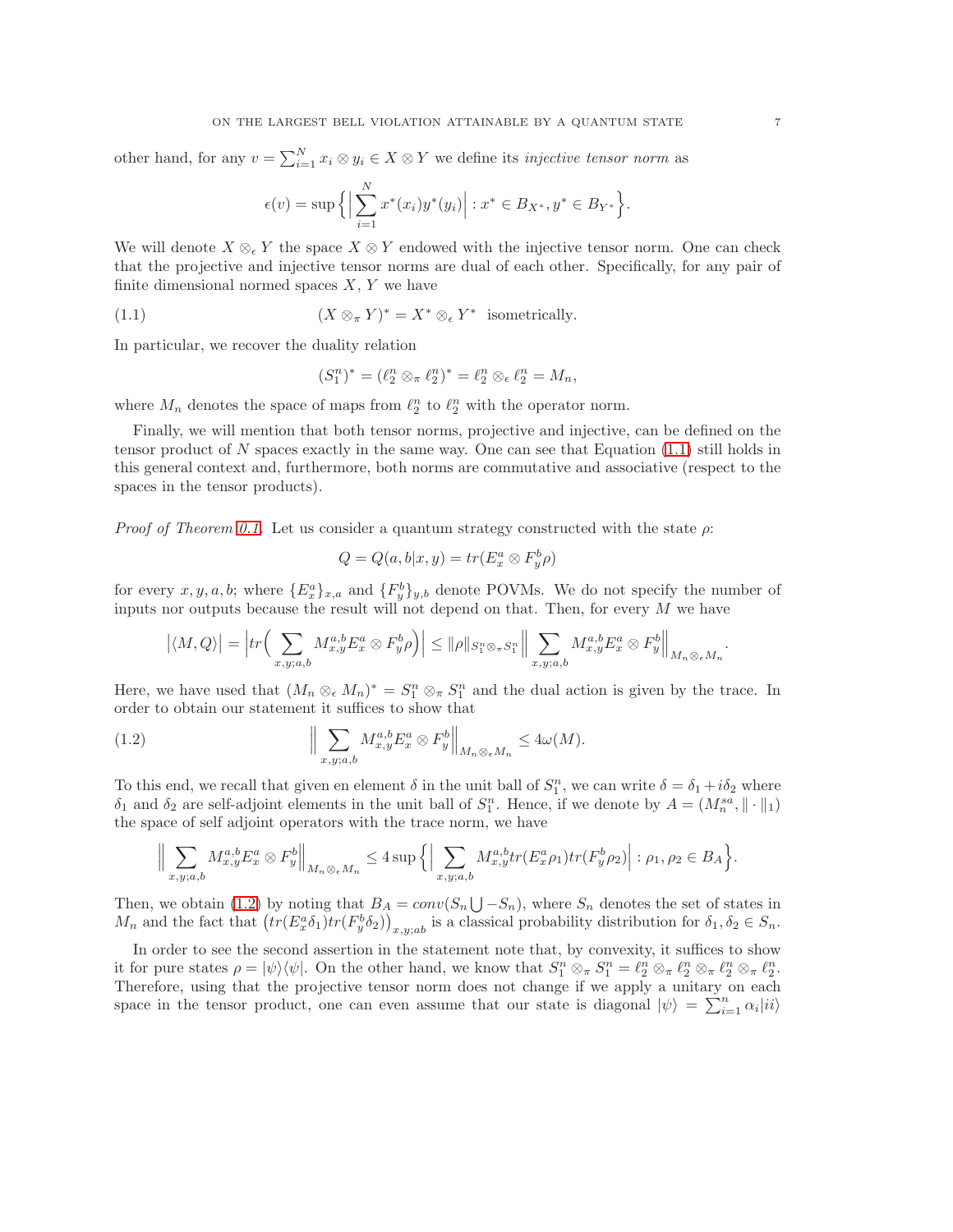other hand, for any $v = \sum_{i=1}^N x_i \otimes y_i \in X \otimes Y$ we define its *injective tensor norm* as

$$\epsilon(v) = \sup\Big\{ \Big| \sum_{i=1}^N x^*(x_i) y^*(y_i) \Big| : x^* \in B_{X^*}, y^* \in B_{Y^*} \Big\}.$$

We will denote $X \otimes_\epsilon Y$ the space $X \otimes Y$ endowed with the injective tensor norm. One can check that the projective and injective tensor norms are dual of each other. Specifically, for any pair of finite dimensional normed spaces $X$, $Y$ we have

$$(X \otimes_\pi Y)^* = X^* \otimes_\epsilon Y^* \text{ isometrically.} \tag{1.1}$$

In particular, we recover the duality relation

$$(S_1^n)^* = (\ell_2^n \otimes_\pi \ell_2^n)^* = \ell_2^n \otimes_\epsilon \ell_2^n = M_n,$$

where $M_n$ denotes the space of maps from $\ell_2^n$ to $\ell_2^n$ with the operator norm.

Finally, we will mention that both tensor norms, projective and injective, can be defined on the tensor product of $N$ spaces exactly in the same way. One can see that Equation (1.1) still holds in this general context and, furthermore, both norms are commutative and associative (respect to the spaces in the tensor products).

*Proof of Theorem 0.1.* Let us consider a quantum strategy constructed with the state $\rho$:

$$Q = Q(a, b|x, y) = tr(E_x^a \otimes F_y^b \rho)$$

for every $x, y, a, b$; where $\{E_x^a\}_{x,a}$ and $\{F_y^b\}_{y,b}$ denote POVMs. We do not specify the number of inputs nor outputs because the result will not depend on that. Then, for every $M$ we have

$$\big|\langle M, Q\rangle\big| = \Big| tr\Big( \sum_{x,y;a,b} M_{x,y}^{a,b} E_x^a \otimes F_y^b \rho \Big) \Big| \leq \|\rho\|_{S_1^n \otimes_\pi S_1^n} \Big\| \sum_{x,y;a,b} M_{x,y}^{a,b} E_x^a \otimes F_y^b \Big\|_{M_n \otimes_\epsilon M_n}.$$

Here, we have used that $(M_n \otimes_\epsilon M_n)^* = S_1^n \otimes_\pi S_1^n$ and the dual action is given by the trace. In order to obtain our statement it suffices to show that

$$\Big\| \sum_{x,y;a,b} M_{x,y}^{a,b} E_x^a \otimes F_y^b \Big\|_{M_n \otimes_\epsilon M_n} \leq 4\omega(M). \tag{1.2}$$

To this end, we recall that given en element $\delta$ in the unit ball of $S_1^n$, we can write $\delta = \delta_1 + i\delta_2$ where $\delta_1$ and $\delta_2$ are self-adjoint elements in the unit ball of $S_1^n$. Hence, if we denote by $A = (M_n^{sa}, \|\cdot\|_1)$ the space of self adjoint operators with the trace norm, we have

$$\Big\| \sum_{x,y;a,b} M_{x,y}^{a,b} E_x^a \otimes F_y^b \Big\|_{M_n \otimes_\epsilon M_n} \leq 4 \sup\Big\{ \Big| \sum_{x,y;a,b} M_{x,y}^{a,b} tr(E_x^a \rho_1) tr(F_y^b \rho_2) \Big| : \rho_1, \rho_2 \in B_A \Big\}.$$

Then, we obtain (1.2) by noting that $B_A = conv(S_n \bigcup -S_n)$, where $S_n$ denotes the set of states in $M_n$ and the fact that $\big(tr(E_x^a \delta_1) tr(F_y^b \delta_2)\big)_{x,y;ab}$ is a classical probability distribution for $\delta_1, \delta_2 \in S_n$.

In order to see the second assertion in the statement note that, by convexity, it suffices to show it for pure states $\rho = |\psi\rangle\langle\psi|$. On the other hand, we know that $S_1^n \otimes_\pi S_1^n = \ell_2^n \otimes_\pi \ell_2^n \otimes_\pi \ell_2^n \otimes_\pi \ell_2^n$. Therefore, using that the projective tensor norm does not change if we apply a unitary on each space in the tensor product, one can even assume that our state is diagonal $|\psi\rangle = \sum_{i=1}^n \alpha_i |ii\rangle$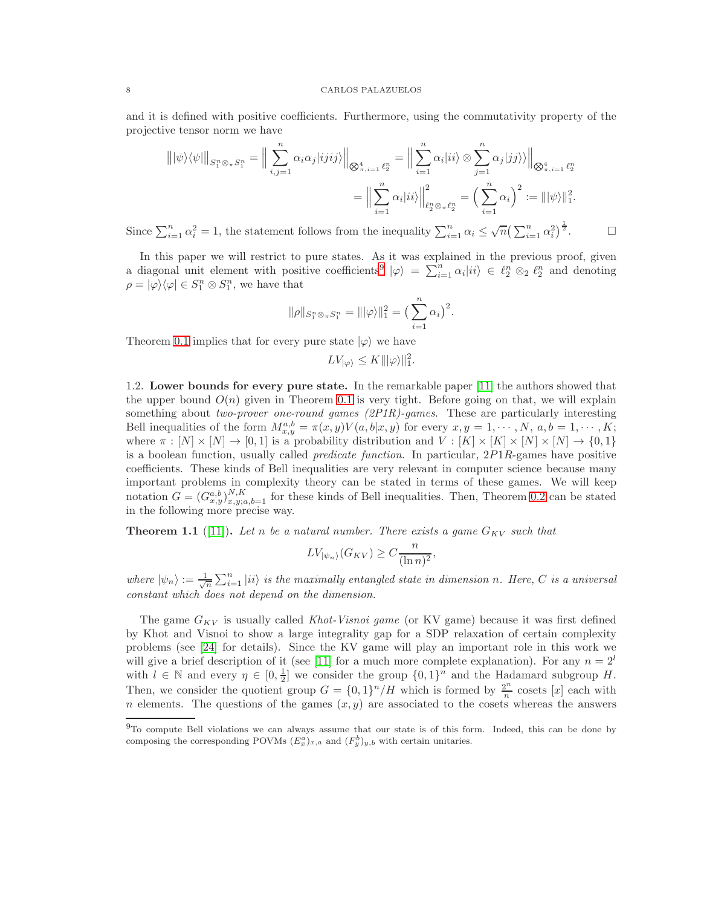and it is defined with positive coefficients. Furthermore, using the commutativity property of the projective tensor norm we have

$$\big\| |\psi\rangle\langle\psi| \big\|_{S_1^n \otimes_\pi S_1^n} = \Big\| \sum_{i,j=1}^n \alpha_i \alpha_j |ijij\rangle \Big\|_{\bigotimes_{\pi, i=1}^4 \ell_2^n} = \Big\| \sum_{i=1}^n \alpha_i |ii\rangle \otimes \sum_{j=1}^n \alpha_j |jj\rangle\rangle \Big\|_{\bigotimes_{\pi, i=1}^4 \ell_2^n}$$

$$= \Big\| \sum_{i=1}^n \alpha_i |ii\rangle \Big\|^2_{\ell_2^n \otimes_\pi \ell_2^n} = \Big( \sum_{i=1}^n \alpha_i \Big)^2 := \| |\psi\rangle \|_1^2.$$

Since $\sum_{i=1}^n \alpha_i^2 = 1$, the statement follows from the inequality $\sum_{i=1}^n \alpha_i \leq \sqrt{n} \big( \sum_{i=1}^n \alpha_i^2 \big)^{\frac{1}{2}}$. □

In this paper we will restrict to pure states. As it was explained in the previous proof, given a diagonal unit element with positive coefficients[9] $|\varphi\rangle = \sum_{i=1}^n \alpha_i |ii\rangle \in \ell_2^n \otimes_2 \ell_2^n$ and denoting $\rho = |\varphi\rangle\langle\varphi| \in S_1^n \otimes S_1^n$, we have that

$$\|\rho\|_{S_1^n \otimes_\pi S_1^n} = \| |\varphi\rangle \|_1^2 = \big( \sum_{i=1}^n \alpha_i \big)^2.$$

Theorem 0.1 implies that for every pure state $|\varphi\rangle$ we have

$$LV_{|\varphi\rangle} \leq K \| |\varphi\rangle \|_1^2.$$

1.2. **Lower bounds for every pure state.** In the remarkable paper [11] the authors showed that the upper bound $O(n)$ given in Theorem 0.1 is very tight. Before going on that, we will explain something about *two-prover one-round games (2P1R)-games*. These are particularly interesting Bell inequalities of the form $M_{x,y}^{a,b} = \pi(x,y) V(a,b|x,y)$ for every $x, y = 1, \cdots, N$, $a, b = 1, \cdots, K$; where $\pi : [N] \times [N] \to [0,1]$ is a probability distribution and $V : [K] \times [K] \times [N] \times [N] \to \{0,1\}$ is a boolean function, usually called *predicate function*. In particular, $2P1R$-games have positive coefficients. These kinds of Bell inequalities are very relevant in computer science because many important problems in complexity theory can be stated in terms of these games. We will keep notation $G = (G_{x,y}^{a,b})_{x,y;a,b=1}^{N,K}$ for these kinds of Bell inequalities. Then, Theorem 0.2 can be stated in the following more precise way.

**Theorem 1.1** ([11]). *Let $n$ be a natural number. There exists a game $G_{KV}$ such that*

$$LV_{|\psi_n\rangle}(G_{KV}) \geq C \frac{n}{(\ln n)^2},$$

*where $|\psi_n\rangle := \frac{1}{\sqrt{n}} \sum_{i=1}^n |ii\rangle$ is the maximally entangled state in dimension $n$. Here, $C$ is a universal constant which does not depend on the dimension.*

The game $G_{KV}$ is usually called *Khot-Visnoi game* (or KV game) because it was first defined by Khot and Visnoi to show a large integrality gap for a SDP relaxation of certain complexity problems (see [24] for details). Since the KV game will play an important role in this work we will give a brief description of it (see [11] for a much more complete explanation). For any $n = 2^l$ with $l \in \mathbb{N}$ and every $\eta \in [0, \frac{1}{2}]$ we consider the group $\{0,1\}^n$ and the Hadamard subgroup $H$. Then, we consider the quotient group $G = \{0,1\}^n / H$ which is formed by $\frac{2^n}{n}$ cosets $[x]$ each with $n$ elements. The questions of the games $(x, y)$ are associated to the cosets whereas the answers

[9] To compute Bell violations we can always assume that our state is of this form. Indeed, this can be done by composing the corresponding POVMs $(E_x^a)_{x,a}$ and $(F_y^b)_{y,b}$ with certain unitaries.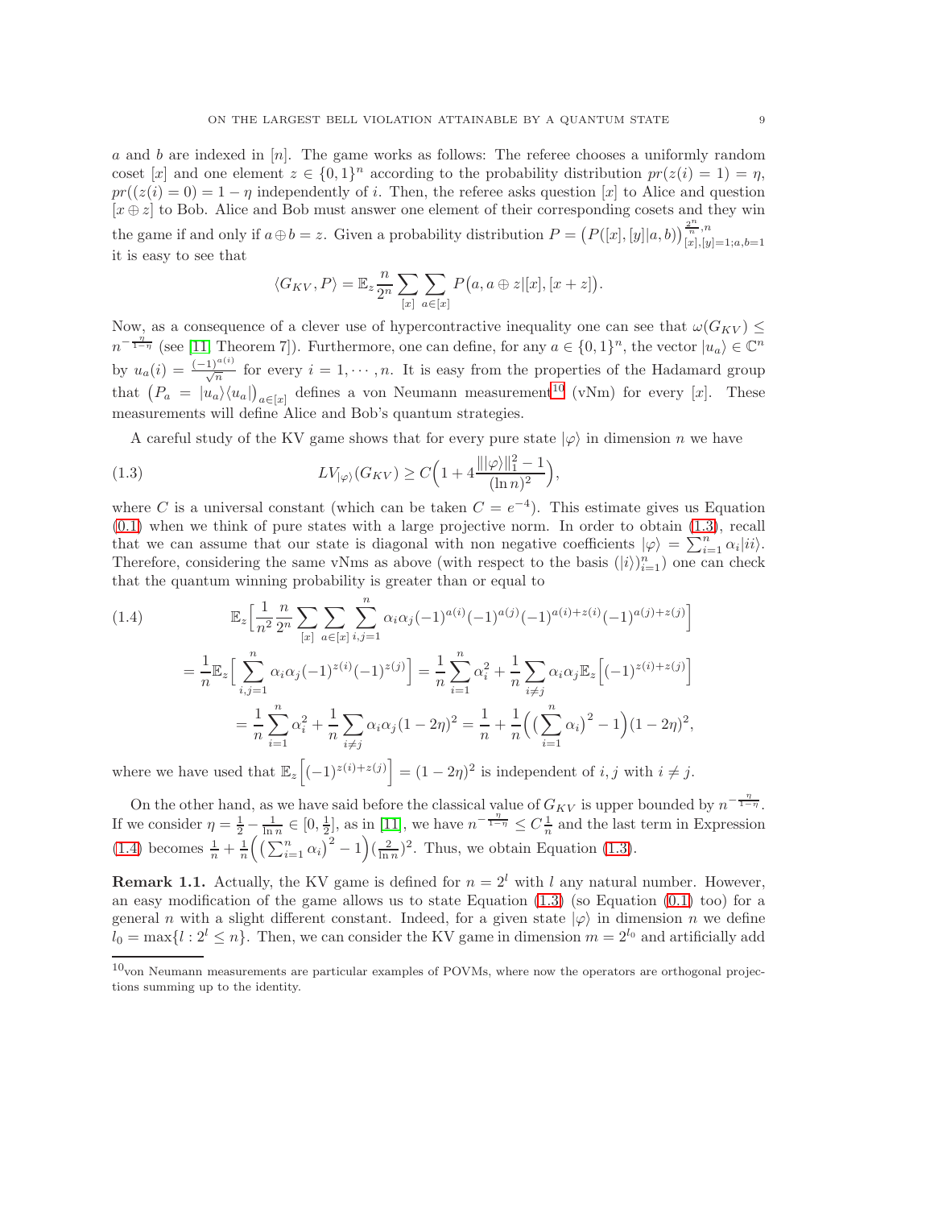$a$ and $b$ are indexed in $[n]$. The game works as follows: The referee chooses a uniformly random coset $[x]$ and one element $z \in \{0,1\}^n$ according to the probability distribution $pr(z(i) = 1) = \eta$, $pr((z(i) = 0) = 1 - \eta$ independently of $i$. Then, the referee asks question $[x]$ to Alice and question $[x \oplus z]$ to Bob. Alice and Bob must answer one element of their corresponding cosets and they win the game if and only if $a \oplus b = z$. Given a probability distribution $P = \big(P([x],[y]|a,b)\big)_{[x],[y]=1;a,b=1}^{\frac{2^n}{n},n}$ it is easy to see that

$$\langle G_{KV}, P\rangle = \mathbb{E}_z \frac{n}{2^n} \sum_{[x]} \sum_{a \in [x]} P\big(a, a \oplus z | [x], [x+z]\big).$$

Now, as a consequence of a clever use of hypercontractive inequality one can see that $\omega(G_{KV}) \leq n^{-\frac{\eta}{1-\eta}}$ (see [11, Theorem 7]). Furthermore, one can define, for any $a \in \{0,1\}^n$, the vector $|u_a\rangle \in \mathbb{C}^n$ by $u_a(i) = \frac{(-1)^{a(i)}}{\sqrt{n}}$ for every $i = 1, \cdots, n$. It is easy from the properties of the Hadamard group that $\big(P_a = |u_a\rangle\langle u_a|\big)_{a \in [x]}$ defines a von Neumann measurement[10] (vNm) for every $[x]$. These measurements will define Alice and Bob's quantum strategies.

A careful study of the KV game shows that for every pure state $|\varphi\rangle$ in dimension $n$ we have

$$LV_{|\varphi\rangle}(G_{KV}) \geq C\Big(1 + 4\frac{\||\varphi\rangle\|_1^2 - 1}{(\ln n)^2}\Big), \tag{1.3}$$

where $C$ is a universal constant (which can be taken $C = e^{-4}$). This estimate gives us Equation (0.1) when we think of pure states with a large projective norm. In order to obtain (1.3), recall that we can assume that our state is diagonal with non negative coefficients $|\varphi\rangle = \sum_{i=1}^n \alpha_i |ii\rangle$. Therefore, considering the same vNms as above (with respect to the basis $(|i\rangle)_{i=1}^n$) one can check that the quantum winning probability is greater than or equal to

$$\begin{aligned}
&\mathbb{E}_z\Big[\frac{1}{n^2}\frac{n}{2^n}\sum_{[x]}\sum_{a\in[x]}\sum_{i,j=1}^n \alpha_i\alpha_j(-1)^{a(i)}(-1)^{a(j)}(-1)^{a(i)+z(i)}(-1)^{a(j)+z(j)}\Big] \qquad (1.4)\\
&= \frac{1}{n}\mathbb{E}_z\Big[\sum_{i,j=1}^n \alpha_i\alpha_j(-1)^{z(i)}(-1)^{z(j)}\Big] = \frac{1}{n}\sum_{i=1}^n \alpha_i^2 + \frac{1}{n}\sum_{i\neq j}\alpha_i\alpha_j\mathbb{E}_z\Big[(-1)^{z(i)+z(j)}\Big]\\
&= \frac{1}{n}\sum_{i=1}^n \alpha_i^2 + \frac{1}{n}\sum_{i\neq j}\alpha_i\alpha_j(1-2\eta)^2 = \frac{1}{n} + \frac{1}{n}\Big(\big(\sum_{i=1}^n \alpha_i\big)^2 - 1\Big)(1-2\eta)^2,
\end{aligned}$$

where we have used that $\mathbb{E}_z\Big[(-1)^{z(i)+z(j)}\Big] = (1-2\eta)^2$ is independent of $i, j$ with $i \neq j$.

On the other hand, as we have said before the classical value of $G_{KV}$ is upper bounded by $n^{-\frac{\eta}{1-\eta}}$. If we consider $\eta = \frac{1}{2} - \frac{1}{\ln n} \in [0, \frac{1}{2}]$, as in [11], we have $n^{-\frac{\eta}{1-\eta}} \leq C\frac{1}{n}$ and the last term in Expression (1.4) becomes $\frac{1}{n} + \frac{1}{n}\Big(\big(\sum_{i=1}^n \alpha_i\big)^2 - 1\Big)(\frac{2}{\ln n})^2$. Thus, we obtain Equation (1.3).

**Remark 1.1.** Actually, the KV game is defined for $n = 2^l$ with $l$ any natural number. However, an easy modification of the game allows us to state Equation (1.3) (so Equation (0.1) too) for a general $n$ with a slight different constant. Indeed, for a given state $|\varphi\rangle$ in dimension $n$ we define $l_0 = \max\{l : 2^l \leq n\}$. Then, we can consider the KV game in dimension $m = 2^{l_0}$ and artificially add

[10] von Neumann measurements are particular examples of POVMs, where now the operators are orthogonal projections summing up to the identity.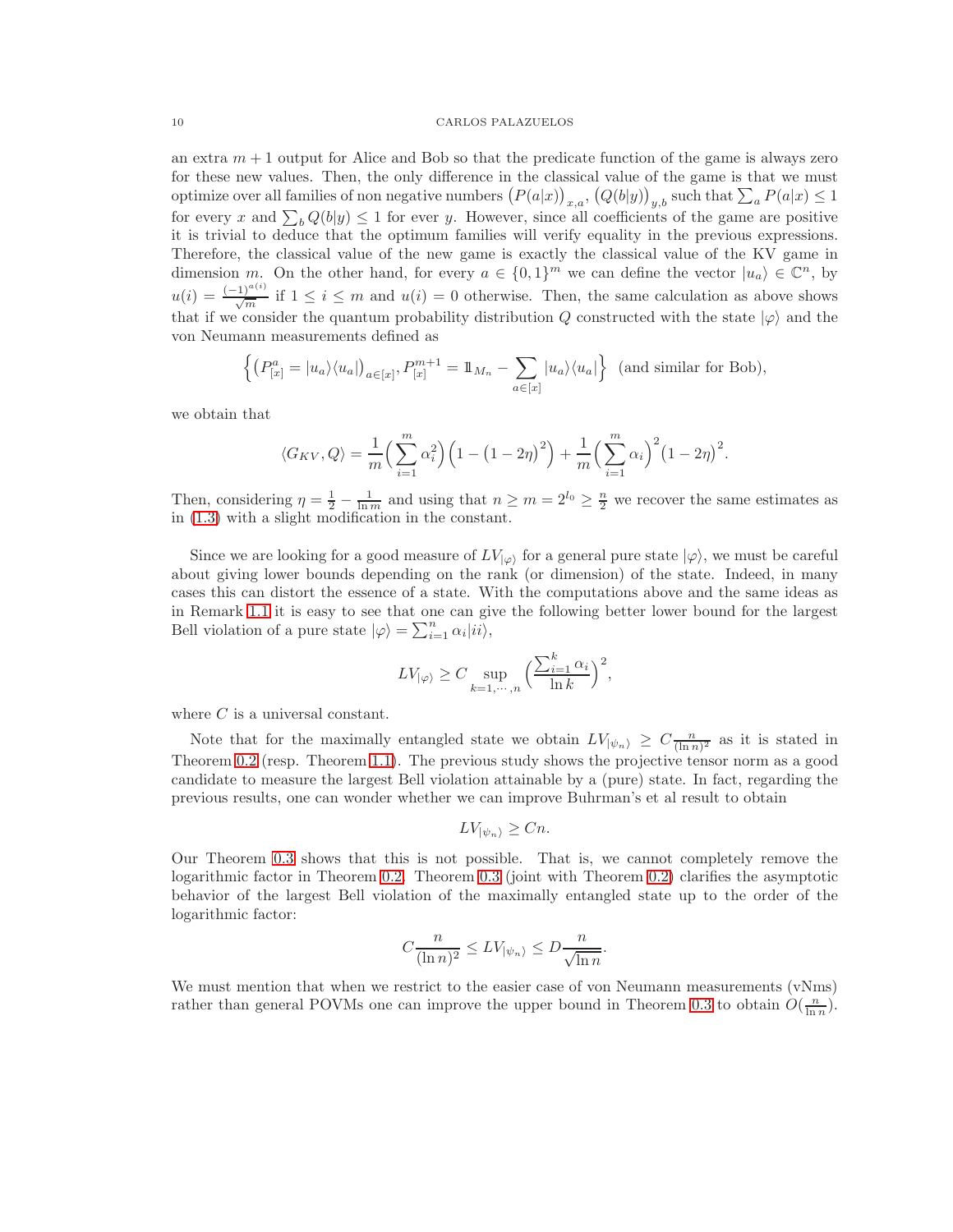an extra $m+1$ output for Alice and Bob so that the predicate function of the game is always zero for these new values. Then, the only difference in the classical value of the game is that we must optimize over all families of non negative numbers $\big(P(a|x)\big)_{x,a}$, $\big(Q(b|y)\big)_{y,b}$ such that $\sum_a P(a|x) \leq 1$ for every $x$ and $\sum_b Q(b|y) \leq 1$ for ever $y$. However, since all coefficients of the game are positive it is trivial to deduce that the optimum families will verify equality in the previous expressions. Therefore, the classical value of the new game is exactly the classical value of the KV game in dimension $m$. On the other hand, for every $a \in \{0,1\}^m$ we can define the vector $|u_a\rangle \in \mathbb{C}^n$, by $u(i) = \frac{(-1)^{a(i)}}{\sqrt{m}}$ if $1 \leq i \leq m$ and $u(i) = 0$ otherwise. Then, the same calculation as above shows that if we consider the quantum probability distribution $Q$ constructed with the state $|\varphi\rangle$ and the von Neumann measurements defined as

$$\Big\{ \big(P^a_{[x]} = |u_a\rangle\langle u_a|\big)_{a\in[x]}, P^{m+1}_{[x]} = \mathbb{1}_{M_n} - \sum_{a\in[x]} |u_a\rangle\langle u_a| \Big\} \ \text{(and similar for Bob)},$$

we obtain that

$$\langle G_{KV}, Q\rangle = \frac{1}{m}\Big(\sum_{i=1}^m \alpha_i^2\Big)\Big(1-\big(1-2\eta\big)^2\Big) + \frac{1}{m}\Big(\sum_{i=1}^m \alpha_i\Big)^2\big(1-2\eta\big)^2.$$

Then, considering $\eta = \frac{1}{2} - \frac{1}{\ln m}$ and using that $n \geq m = 2^{l_0} \geq \frac{n}{2}$ we recover the same estimates as in (1.3) with a slight modification in the constant.

Since we are looking for a good measure of $LV_{|\varphi\rangle}$ for a general pure state $|\varphi\rangle$, we must be careful about giving lower bounds depending on the rank (or dimension) of the state. Indeed, in many cases this can distort the essence of a state. With the computations above and the same ideas as in Remark 1.1 it is easy to see that one can give the following better lower bound for the largest Bell violation of a pure state $|\varphi\rangle = \sum_{i=1}^n \alpha_i |ii\rangle$,

$$LV_{|\varphi\rangle} \geq C \sup_{k=1,\cdots,n} \Big(\frac{\sum_{i=1}^k \alpha_i}{\ln k}\Big)^2,$$

where $C$ is a universal constant.

Note that for the maximally entangled state we obtain $LV_{|\psi_n\rangle} \geq C\frac{n}{(\ln n)^2}$ as it is stated in Theorem 0.2 (resp. Theorem 1.1). The previous study shows the projective tensor norm as a good candidate to measure the largest Bell violation attainable by a (pure) state. In fact, regarding the previous results, one can wonder whether we can improve Buhrman's et al result to obtain

$$LV_{|\psi_n\rangle} \geq Cn.$$

Our Theorem 0.3 shows that this is not possible. That is, we cannot completely remove the logarithmic factor in Theorem 0.2. Theorem 0.3 (joint with Theorem 0.2) clarifies the asymptotic behavior of the largest Bell violation of the maximally entangled state up to the order of the logarithmic factor:

$$C\frac{n}{(\ln n)^2} \leq LV_{|\psi_n\rangle} \leq D\frac{n}{\sqrt{\ln n}}.$$

We must mention that when we restrict to the easier case of von Neumann measurements (vNms) rather than general POVMs one can improve the upper bound in Theorem 0.3 to obtain $O(\frac{n}{\ln n})$.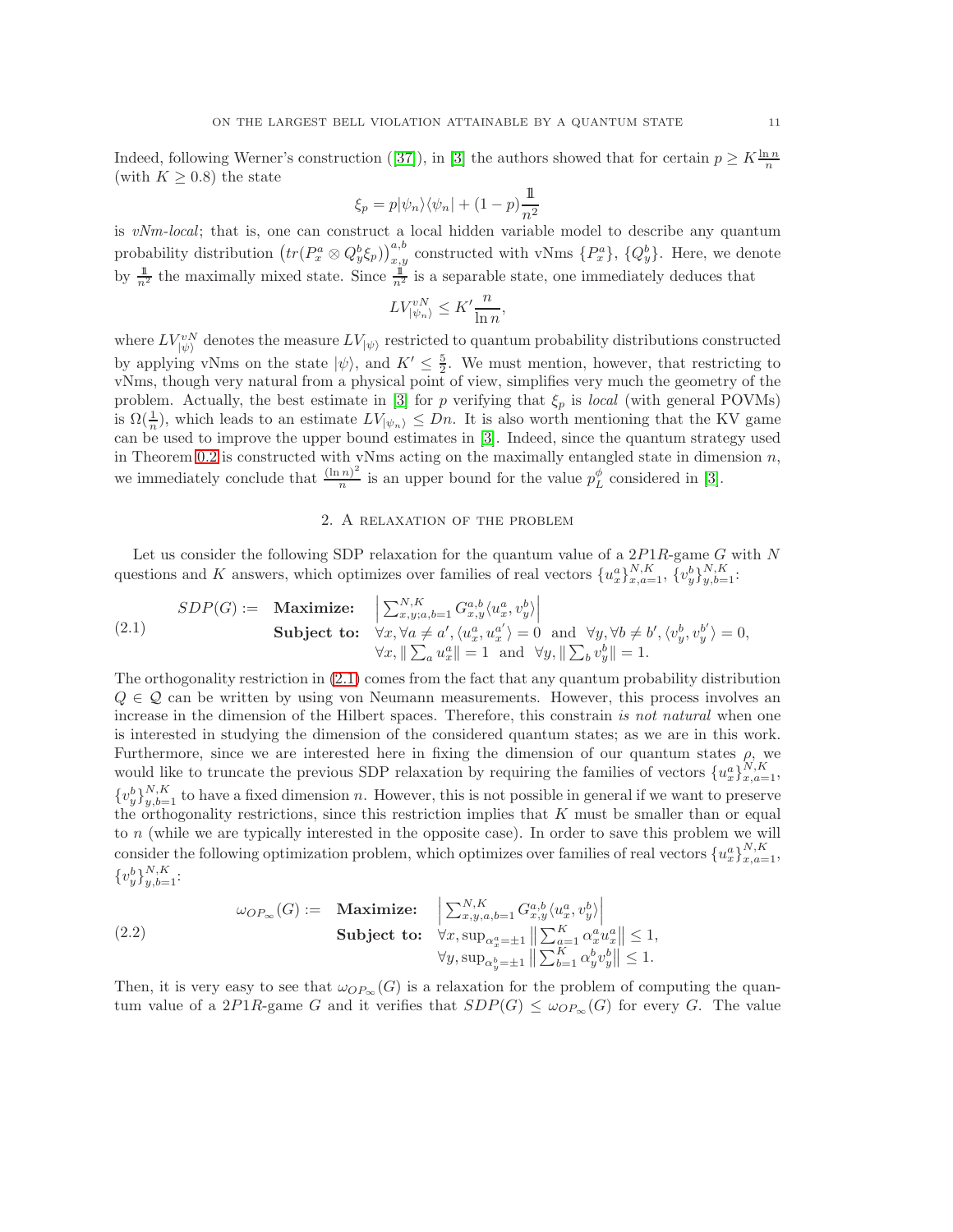Indeed, following Werner's construction ([37]), in [3] the authors showed that for certain $p \geq K \frac{\ln n}{n}$ (with $K \geq 0.8$) the state

$$\xi_p = p|\psi_n\rangle\langle\psi_n| + (1-p)\frac{\mathbb{1}}{n^2}$$

is *vNm-local*; that is, one can construct a local hidden variable model to describe any quantum probability distribution $\big(tr(P_x^a \otimes Q_y^b \xi_p)\big)_{x,y}^{a,b}$ constructed with vNms $\{P_x^a\}$, $\{Q_y^b\}$. Here, we denote by $\frac{\mathbb{1}}{n^2}$ the maximally mixed state. Since $\frac{\mathbb{1}}{n^2}$ is a separable state, one immediately deduces that

$$LV_{|\psi_n\rangle}^{vN} \leq K' \frac{n}{\ln n},$$

where $LV_{|\psi\rangle}^{vN}$ denotes the measure $LV_{|\psi\rangle}$ restricted to quantum probability distributions constructed by applying vNms on the state $|\psi\rangle$, and $K' \leq \frac{5}{2}$. We must mention, however, that restricting to vNms, though very natural from a physical point of view, simplifies very much the geometry of the problem. Actually, the best estimate in [3] for $p$ verifying that $\xi_p$ is *local* (with general POVMs) is $\Omega(\frac{1}{n})$, which leads to an estimate $LV_{|\psi_n\rangle} \leq Dn$. It is also worth mentioning that the KV game can be used to improve the upper bound estimates in [3]. Indeed, since the quantum strategy used in Theorem 0.2 is constructed with vNms acting on the maximally entangled state in dimension $n$, we immediately conclude that $\frac{(\ln n)^2}{n}$ is an upper bound for the value $p_L^\phi$ considered in [3].

## 2. A relaxation of the problem

Let us consider the following SDP relaxation for the quantum value of a $2P1R$-game $G$ with $N$ questions and $K$ answers, which optimizes over families of real vectors $\{u_x^a\}_{x,a=1}^{N,K}$, $\{v_y^b\}_{y,b=1}^{N,K}$:

$$SDP(G) := \begin{array}{ll} \textbf{Maximize:} & \left|\sum_{x,y;a,b=1}^{N,K} G_{x,y}^{a,b}\langle u_x^a, v_y^b\rangle\right| \\ \textbf{Subject to:} & \forall x, \forall a \neq a', \langle u_x^a, u_x^{a'}\rangle = 0 \text{ and } \forall y, \forall b \neq b', \langle v_y^b, v_y^{b'}\rangle = 0, \\ & \forall x, \|\sum_a u_x^a\| = 1 \text{ and } \forall y, \|\sum_b v_y^b\| = 1. \end{array} \tag{2.1}$$

The orthogonality restriction in (2.1) comes from the fact that any quantum probability distribution $Q \in \mathcal{Q}$ can be written by using von Neumann measurements. However, this process involves an increase in the dimension of the Hilbert spaces. Therefore, this constrain *is not natural* when one is interested in studying the dimension of the considered quantum states; as we are in this work. Furthermore, since we are interested here in fixing the dimension of our quantum states $\rho$, we would like to truncate the previous SDP relaxation by requiring the families of vectors $\{u_x^a\}_{x,a=1}^{N,K}$, $\{v_y^b\}_{y,b=1}^{N,K}$ to have a fixed dimension $n$. However, this is not possible in general if we want to preserve the orthogonality restrictions, since this restriction implies that $K$ must be smaller than or equal to $n$ (while we are typically interested in the opposite case). In order to save this problem we will consider the following optimization problem, which optimizes over families of real vectors $\{u_x^a\}_{x,a=1}^{N,K}$, $\{v_y^b\}_{y,b=1}^{N,K}$:

$$\omega_{OP_\infty}(G) := \begin{array}{ll} \textbf{Maximize:} & \left|\sum_{x,y,a,b=1}^{N,K} G_{x,y}^{a,b}\langle u_x^a, v_y^b\rangle\right| \\ \textbf{Subject to:} & \forall x, \sup_{\alpha_x^a = \pm 1}\left\|\sum_{a=1}^K \alpha_x^a u_x^a\right\| \leq 1, \\ & \forall y, \sup_{\alpha_y^b = \pm 1}\left\|\sum_{b=1}^K \alpha_y^b v_y^b\right\| \leq 1. \end{array} \tag{2.2}$$

Then, it is very easy to see that $\omega_{OP_\infty}(G)$ is a relaxation for the problem of computing the quantum value of a $2P1R$-game $G$ and it verifies that $SDP(G) \leq \omega_{OP_\infty}(G)$ for every $G$. The value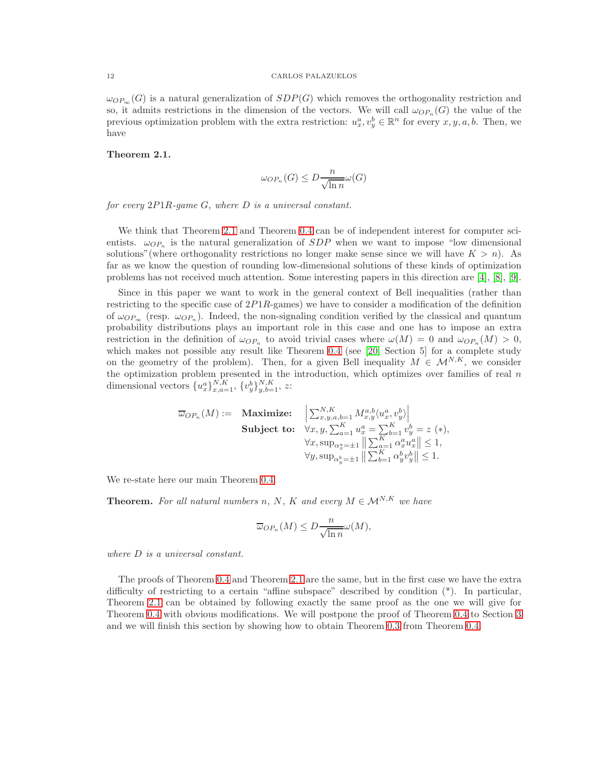$\omega_{OP_\infty}(G)$ is a natural generalization of $SDP(G)$ which removes the orthogonality restriction and so, it admits restrictions in the dimension of the vectors. We will call $\omega_{OP_n}(G)$ the value of the previous optimization problem with the extra restriction: $u_x^a, v_y^b \in \mathbb{R}^n$ for every $x, y, a, b$. Then, we have

**Theorem 2.1.**

$$\omega_{OP_n}(G) \leq D\frac{n}{\sqrt{\ln n}}\omega(G)$$

*for every $2P1R$-game $G$, where $D$ is a universal constant.*

We think that Theorem 2.1 and Theorem 0.4 can be of independent interest for computer scientists. $\omega_{OP_n}$ is the natural generalization of $SDP$ when we want to impose "low dimensional solutions"(where orthogonality restrictions no longer make sense since we will have $K > n$). As far as we know the question of rounding low-dimensional solutions of these kinds of optimization problems has not received much attention. Some interesting papers in this direction are [4], [8], [9].

Since in this paper we want to work in the general context of Bell inequalities (rather than restricting to the specific case of $2P1R$-games) we have to consider a modification of the definition of $\omega_{OP_\infty}$ (resp. $\omega_{OP_n}$). Indeed, the non-signaling condition verified by the classical and quantum probability distributions plays an important role in this case and one has to impose an extra restriction in the definition of $\omega_{OP_n}$ to avoid trivial cases where $\omega(M) = 0$ and $\omega_{OP_n}(M) > 0$, which makes not possible any result like Theorem 0.4 (see [20, Section 5] for a complete study on the geometry of the problem). Then, for a given Bell inequality $M \in \mathcal{M}^{N,K}$, we consider the optimization problem presented in the introduction, which optimizes over families of real $n$ dimensional vectors $\{u_x^a\}_{x,a=1}^{N,K}$, $\{v_y^b\}_{y,b=1}^{N,K}$, $z$:

$$\begin{array}{rll} \overline{\omega}_{OP_n}(M) := & \textbf{Maximize:} & \left|\sum_{x,y,a,b=1}^{N,K} M_{x,y}^{a,b}\langle u_x^a, v_y^b\rangle\right| \\ & \textbf{Subject to:} & \forall x, y, \sum_{a=1}^K u_x^a = \sum_{b=1}^K v_y^b = z \ (*), \\ & & \forall x, \sup_{\alpha_x^a = \pm 1}\left\|\sum_{a=1}^K \alpha_x^a u_x^a\right\| \leq 1, \\ & & \forall y, \sup_{\alpha_y^b = \pm 1}\left\|\sum_{b=1}^K \alpha_y^b v_y^b\right\| \leq 1. \end{array}$$

We re-state here our main Theorem 0.4

**Theorem.** *For all natural numbers $n$, $N$, $K$ and every $M \in \mathcal{M}^{N,K}$ we have*

$$\overline{\omega}_{OP_n}(M) \leq D\frac{n}{\sqrt{\ln n}}\omega(M),$$

*where $D$ is a universal constant.*

The proofs of Theorem 0.4 and Theorem 2.1 are the same, but in the first case we have the extra difficulty of restricting to a certain "affine subspace" described by condition (*). In particular, Theorem 2.1 can be obtained by following exactly the same proof as the one we will give for Theorem 0.4 with obvious modifications. We will postpone the proof of Theorem 0.4 to Section 3 and we will finish this section by showing how to obtain Theorem 0.3 from Theorem 0.4.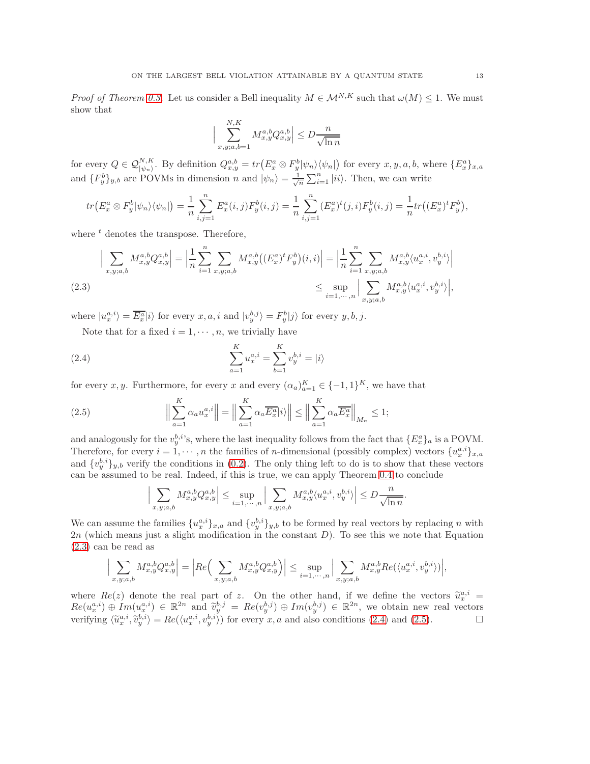*Proof of Theorem 0.3.* Let us consider a Bell inequality $M \in \mathcal{M}^{N,K}$ such that $\omega(M) \leq 1$. We must show that

$$\Big| \sum_{x,y;a,b=1}^{N,K} M_{x,y}^{a,b} Q_{x,y}^{a,b} \Big| \leq D \frac{n}{\sqrt{\ln n}}$$

for every $Q \in \mathcal{Q}_{|\psi_n\rangle}^{N,K}$. By definition $Q_{x,y}^{a,b} = tr\big(E_x^a \otimes F_y^b |\psi_n\rangle\langle\psi_n|\big)$ for every $x, y, a, b$, where $\{E_x^a\}_{x,a}$ and $\{F_y^b\}_{y,b}$ are POVMs in dimension $n$ and $|\psi_n\rangle = \frac{1}{\sqrt{n}} \sum_{i=1}^n |ii\rangle$. Then, we can write

$$tr\big(E_x^a \otimes F_y^b |\psi_n\rangle\langle\psi_n|\big) = \frac{1}{n} \sum_{i,j=1}^n E_x^a(i,j) F_y^b(i,j) = \frac{1}{n} \sum_{i,j=1}^n (E_x^a)^t(j,i) F_y^b(i,j) = \frac{1}{n} tr\big((E_x^a)^t F_y^b\big),$$

where $^t$ denotes the transpose. Therefore,

$$\begin{aligned}
\Big| \sum_{x,y;a,b} M_{x,y}^{a,b} Q_{x,y}^{a,b} \Big| = \Big| \frac{1}{n} \sum_{i=1}^n \sum_{x,y;a,b} M_{x,y}^{a,b} \big((E_x^a)^t F_y^b\big)(i,i) \Big| = \Big| \frac{1}{n} \sum_{i=1}^n \sum_{x,y;a,b} M_{x,y}^{a,b} \langle u_x^{a,i}, v_y^{b,i} \rangle \Big| \\
\leq \sup_{i=1,\cdots,n} \Big| \sum_{x,y;a,b} M_{x,y}^{a,b} \langle u_x^{a,i}, v_y^{b,i} \rangle \Big|, \qquad (2.3)
\end{aligned}$$

where $|u_x^{a,i}\rangle = \overline{E_x^a}|i\rangle$ for every $x, a, i$ and $|v_y^{b,j}\rangle = F_y^b|j\rangle$ for every $y, b, j$.

Note that for a fixed $i = 1, \cdots, n$, we trivially have

$$\sum_{a=1}^K u_x^{a,i} = \sum_{b=1}^K v_y^{b,i} = |i\rangle \qquad (2.4)$$

for every $x, y$. Furthermore, for every $x$ and every $(\alpha_a)_{a=1}^K \in \{-1,1\}^K$, we have that

$$\Big\| \sum_{a=1}^K \alpha_a u_x^{a,i} \Big\| = \Big\| \sum_{a=1}^K \alpha_a \overline{E_x^a} |i\rangle \Big\| \leq \Big\| \sum_{a=1}^K \alpha_a \overline{E_x^a} \Big\|_{M_n} \leq 1; \qquad (2.5)$$

and analogously for the $v_y^{b,i}$'s, where the last inequality follows from the fact that $\{E_x^a\}_a$ is a POVM. Therefore, for every $i = 1, \cdots, n$ the families of $n$-dimensional (possibly complex) vectors $\{u_x^{a,i}\}_{x,a}$ and $\{v_y^{b,i}\}_{y,b}$ verify the conditions in (0.2). The only thing left to do is to show that these vectors can be assumed to be real. Indeed, if this is true, we can apply Theorem 0.4 to conclude

$$\Big| \sum_{x,y;a,b} M_{x,y}^{a,b} Q_{x,y}^{a,b} \Big| \leq \sup_{i=1,\cdots,n} \Big| \sum_{x,y;a,b} M_{x,y}^{a,b} \langle u_x^{a,i}, v_y^{b,i} \rangle \Big| \leq D \frac{n}{\sqrt{\ln n}}.$$

We can assume the families $\{u_x^{a,i}\}_{x,a}$ and $\{v_y^{b,i}\}_{y,b}$ to be formed by real vectors by replacing $n$ with $2n$ (which means just a slight modification in the constant $D$). To see this we note that Equation (2.3) can be read as

$$\Big| \sum_{x,y;a,b} M_{x,y}^{a,b} Q_{x,y}^{a,b} \Big| = \Big| Re\Big( \sum_{x,y;a,b} M_{x,y}^{a,b} Q_{x,y}^{a,b} \Big) \Big| \leq \sup_{i=1,\cdots,n} \Big| \sum_{x,y;a,b} M_{x,y}^{a,b} Re(\langle u_x^{a,i}, v_y^{b,i} \rangle) \Big|,$$

where $Re(z)$ denote the real part of $z$. On the other hand, if we define the vectors $\widetilde{u}_x^{a,i} = Re(u_x^{a,i}) \oplus Im(u_x^{a,i}) \in \mathbb{R}^{2n}$ and $\widetilde{v}_y^{b,j} = Re(v_y^{b,j}) \oplus Im(v_y^{b,j}) \in \mathbb{R}^{2n}$, we obtain new real vectors verifying $\langle \widetilde{u}_x^{a,i}, \widetilde{v}_y^{b,i} \rangle = Re(\langle u_x^{a,i}, v_y^{b,i} \rangle)$ for every $x, a$ and also conditions (2.4) and (2.5). $\square$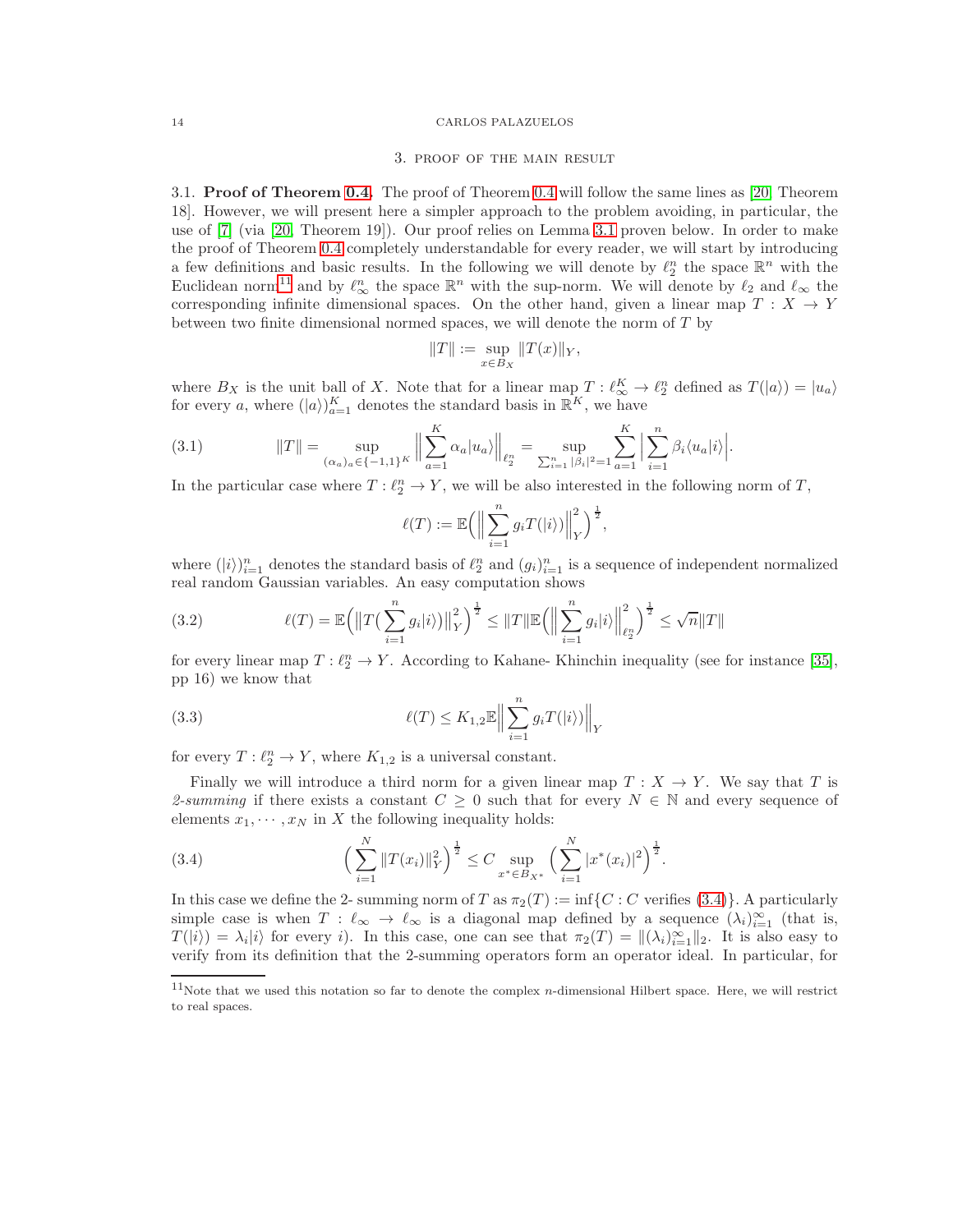## 3. Proof of the main result

3.1. **Proof of Theorem 0.4.** The proof of Theorem 0.4 will follow the same lines as [20, Theorem 18]. However, we will present here a simpler approach to the problem avoiding, in particular, the use of [7] (via [20, Theorem 19]). Our proof relies on Lemma 3.1 proven below. In order to make the proof of Theorem 0.4 completely understandable for every reader, we will start by introducing a few definitions and basic results. In the following we will denote by $\ell_2^n$ the space $\mathbb{R}^n$ with the Euclidean norm[11] and by $\ell_\infty^n$ the space $\mathbb{R}^n$ with the sup-norm. We will denote by $\ell_2$ and $\ell_\infty$ the corresponding infinite dimensional spaces. On the other hand, given a linear map $T : X \to Y$ between two finite dimensional normed spaces, we will denote the norm of $T$ by

$$\|T\| := \sup_{x \in B_X} \|T(x)\|_Y,$$

where $B_X$ is the unit ball of $X$. Note that for a linear map $T : \ell_\infty^K \to \ell_2^n$ defined as $T(|a\rangle) = |u_a\rangle$ for every $a$, where $(|a\rangle)_{a=1}^K$ denotes the standard basis in $\mathbb{R}^K$, we have

$$\|T\| = \sup_{(\alpha_a)_a \in \{-1,1\}^K} \Big\| \sum_{a=1}^K \alpha_a |u_a\rangle \Big\|_{\ell_2^n} = \sup_{\sum_{i=1}^n |\beta_i|^2 = 1} \sum_{a=1}^K \Big| \sum_{i=1}^n \beta_i \langle u_a | i \rangle \Big|. \tag{3.1}$$

In the particular case where $T : \ell_2^n \to Y$, we will be also interested in the following norm of $T$,

$$\ell(T) := \mathbb{E}\Big( \Big\| \sum_{i=1}^n g_i T(|i\rangle) \Big\|_Y^2 \Big)^{\frac{1}{2}},$$

where $(|i\rangle)_{i=1}^n$ denotes the standard basis of $\ell_2^n$ and $(g_i)_{i=1}^n$ is a sequence of independent normalized real random Gaussian variables. An easy computation shows

$$\ell(T) = \mathbb{E}\Big( \big\| T\big( \sum_{i=1}^n g_i |i\rangle \big) \big\|_Y^2 \Big)^{\frac{1}{2}} \leq \|T\| \mathbb{E}\Big( \Big\| \sum_{i=1}^n g_i |i\rangle \Big\|_{\ell_2^n}^2 \Big)^{\frac{1}{2}} \leq \sqrt{n} \|T\| \tag{3.2}$$

for every linear map $T : \ell_2^n \to Y$. According to Kahane- Khinchin inequality (see for instance [35], pp 16) we know that

$$\ell(T) \leq K_{1,2} \mathbb{E} \Big\| \sum_{i=1}^n g_i T(|i\rangle) \Big\|_Y \tag{3.3}$$

for every $T : \ell_2^n \to Y$, where $K_{1,2}$ is a universal constant.

Finally we will introduce a third norm for a given linear map $T : X \to Y$. We say that $T$ is *2-summing* if there exists a constant $C \geq 0$ such that for every $N \in \mathbb{N}$ and every sequence of elements $x_1, \cdots, x_N$ in $X$ the following inequality holds:

$$\Big( \sum_{i=1}^N \|T(x_i)\|_Y^2 \Big)^{\frac{1}{2}} \leq C \sup_{x^* \in B_{X^*}} \Big( \sum_{i=1}^N |x^*(x_i)|^2 \Big)^{\frac{1}{2}}. \tag{3.4}$$

In this case we define the 2- summing norm of $T$ as $\pi_2(T) := \inf\{C : C \text{ verifies } (3.4)\}$. A particularly simple case is when $T : \ell_\infty \to \ell_\infty$ is a diagonal map defined by a sequence $(\lambda_i)_{i=1}^\infty$ (that is, $T(|i\rangle) = \lambda_i |i\rangle$ for every $i$). In this case, one can see that $\pi_2(T) = \|(\lambda_i)_{i=1}^\infty\|_2$. It is also easy to verify from its definition that the 2-summing operators form an operator ideal. In particular, for

[11] Note that we used this notation so far to denote the complex $n$-dimensional Hilbert space. Here, we will restrict to real spaces.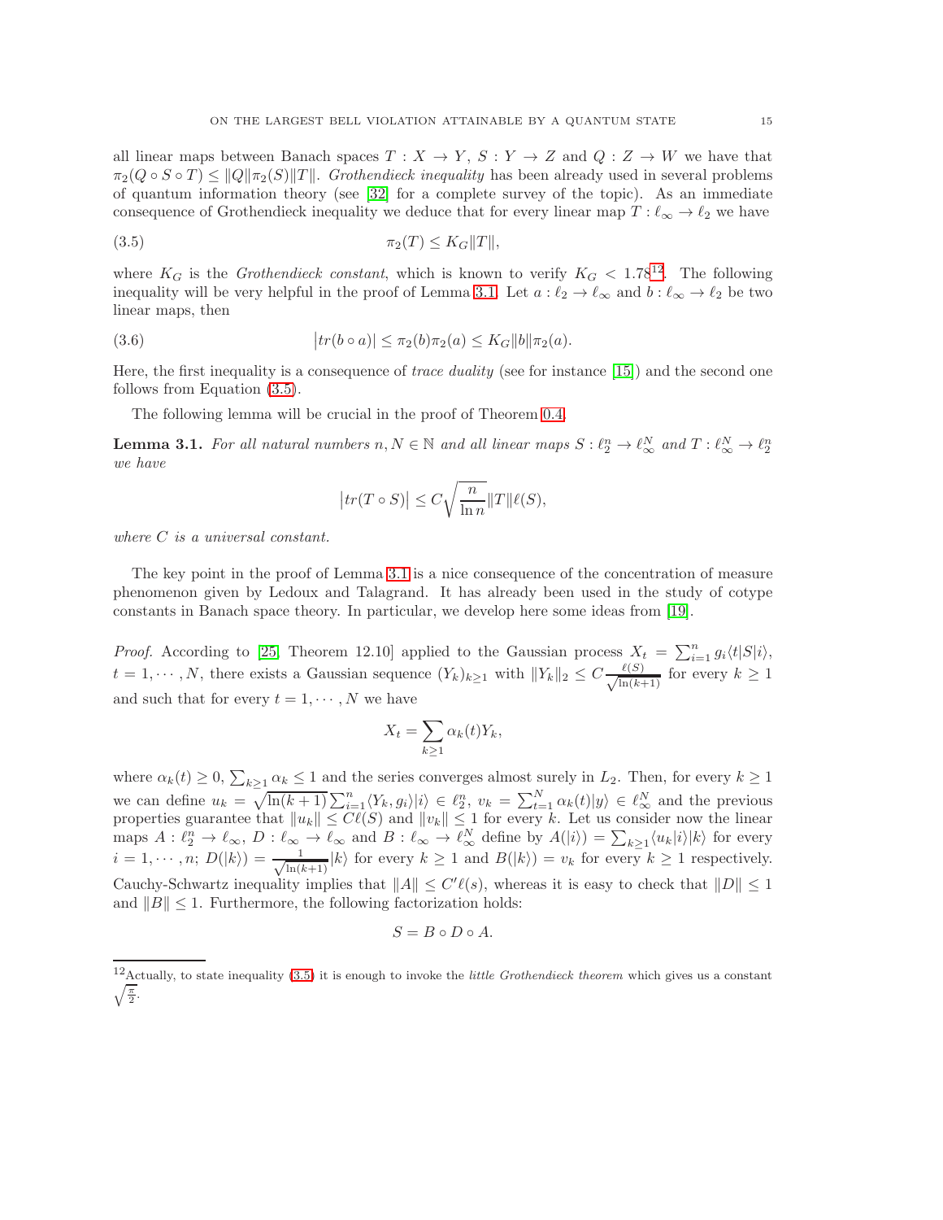all linear maps between Banach spaces $T : X \to Y$, $S : Y \to Z$ and $Q : Z \to W$ we have that $\pi_2(Q \circ S \circ T) \leq \|Q\| \pi_2(S) \|T\|$. *Grothendieck inequality* has been already used in several problems of quantum information theory (see [32] for a complete survey of the topic). As an immediate consequence of Grothendieck inequality we deduce that for every linear map $T : \ell_\infty \to \ell_2$ we have

$$\pi_2(T) \leq K_G \|T\|, \tag{3.5}$$

where $K_G$ is the *Grothendieck constant*, which is known to verify $K_G < 1.78$[12]. The following inequality will be very helpful in the proof of Lemma 3.1. Let $a : \ell_2 \to \ell_\infty$ and $b : \ell_\infty \to \ell_2$ be two linear maps, then

$$\big|tr(b \circ a)\big| \leq \pi_2(b)\pi_2(a) \leq K_G \|b\| \pi_2(a). \tag{3.6}$$

Here, the first inequality is a consequence of *trace duality* (see for instance [15]) and the second one follows from Equation (3.5).

The following lemma will be crucial in the proof of Theorem 0.4.

**Lemma 3.1.** *For all natural numbers $n, N \in \mathbb{N}$ and all linear maps $S : \ell_2^n \to \ell_\infty^N$ and $T : \ell_\infty^N \to \ell_2^n$ we have*

$$\big|tr(T \circ S)\big| \leq C\sqrt{\frac{n}{\ln n}} \|T\| \ell(S),$$

*where $C$ is a universal constant.*

The key point in the proof of Lemma 3.1 is a nice consequence of the concentration of measure phenomenon given by Ledoux and Talagrand. It has already been used in the study of cotype constants in Banach space theory. In particular, we develop here some ideas from [19].

*Proof.* According to [25, Theorem 12.10] applied to the Gaussian process $X_t = \sum_{i=1}^n g_i \langle t|S|i\rangle$, $t = 1, \cdots, N$, there exists a Gaussian sequence $(Y_k)_{k\geq 1}$ with $\|Y_k\|_2 \leq C\frac{\ell(S)}{\sqrt{\ln(k+1)}}$ for every $k \geq 1$ and such that for every $t = 1, \cdots, N$ we have

$$X_t = \sum_{k\geq 1} \alpha_k(t) Y_k,$$

where $\alpha_k(t) \geq 0$, $\sum_{k\geq 1} \alpha_k \leq 1$ and the series converges almost surely in $L_2$. Then, for every $k \geq 1$ we can define $u_k = \sqrt{\ln(k+1)} \sum_{i=1}^n \langle Y_k, g_i \rangle |i\rangle \in \ell_2^n$, $v_k = \sum_{t=1}^N \alpha_k(t)|y\rangle \in \ell_\infty^N$ and the previous properties guarantee that $\|u_k\| \leq C\ell(S)$ and $\|v_k\| \leq 1$ for every $k$. Let us consider now the linear maps $A : \ell_2^n \to \ell_\infty$, $D : \ell_\infty \to \ell_\infty$ and $B : \ell_\infty \to \ell_\infty^N$ define by $A(|i\rangle) = \sum_{k\geq 1} \langle u_k|i\rangle |k\rangle$ for every $i = 1, \cdots, n$; $D(|k\rangle) = \frac{1}{\sqrt{\ln(k+1)}}|k\rangle$ for every $k \geq 1$ and $B(|k\rangle) = v_k$ for every $k \geq 1$ respectively. Cauchy-Schwartz inequality implies that $\|A\| \leq C'\ell(s)$, whereas it is easy to check that $\|D\| \leq 1$ and $\|B\| \leq 1$. Furthermore, the following factorization holds:

$$S = B \circ D \circ A.$$

[12] Actually, to state inequality (3.5) it is enough to invoke the *little Grothendieck theorem* which gives us a constant $\sqrt{\frac{\pi}{2}}$.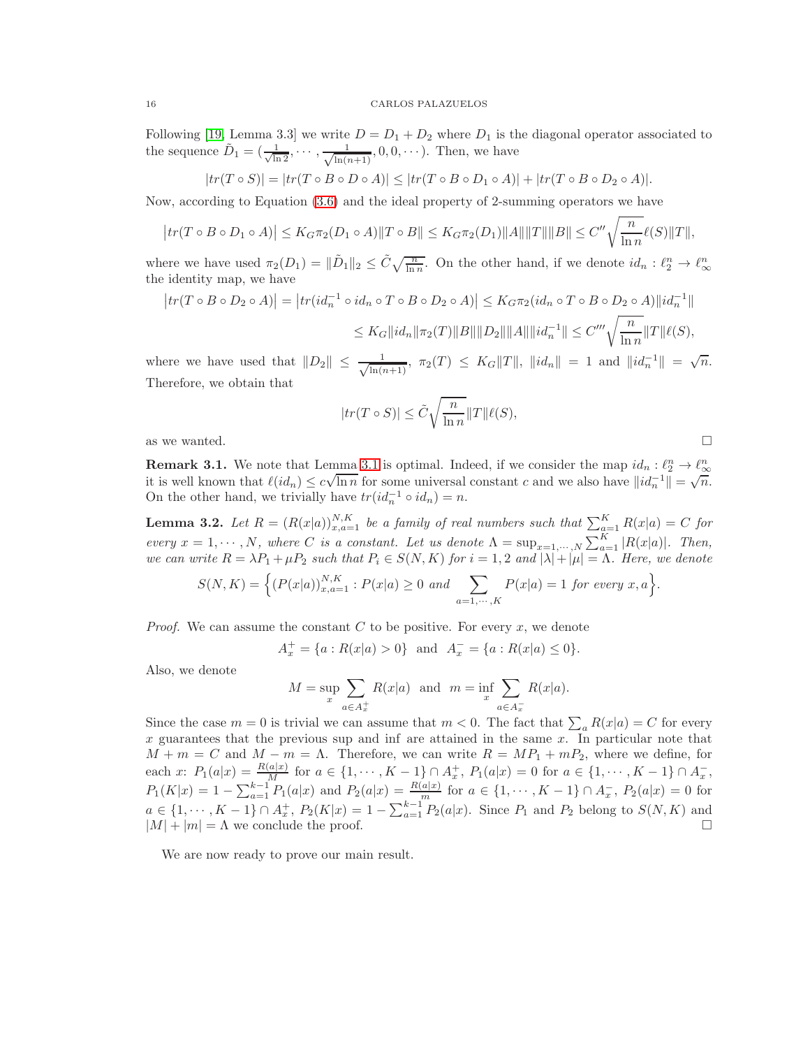Following [19, Lemma 3.3] we write $D = D_1 + D_2$ where $D_1$ is the diagonal operator associated to the sequence $\tilde{D}_1 = (\frac{1}{\sqrt{\ln 2}}, \cdots, \frac{1}{\sqrt{\ln(n+1)}}, 0, 0, \cdots)$. Then, we have

$$|tr(T \circ S)| = |tr(T \circ B \circ D \circ A)| \leq |tr(T \circ B \circ D_1 \circ A)| + |tr(T \circ B \circ D_2 \circ A)|.$$

Now, according to Equation (3.6) and the ideal property of 2-summing operators we have

$$\left|tr(T \circ B \circ D_1 \circ A)\right| \leq K_G \pi_2(D_1 \circ A)\|T \circ B\| \leq K_G \pi_2(D_1)\|A\|\|T\|\|B\| \leq C'' \sqrt{\frac{n}{\ln n}} \ell(S)\|T\|,$$

where we have used $\pi_2(D_1) = \|\tilde{D}_1\|_2 \leq \tilde{C}\sqrt{\frac{n}{\ln n}}$. On the other hand, if we denote $id_n : \ell_2^n \to \ell_\infty^n$ the identity map, we have

$$\begin{aligned}
\left|tr(T \circ B \circ D_2 \circ A)\right| &= \left|tr(id_n^{-1} \circ id_n \circ T \circ B \circ D_2 \circ A)\right| \leq K_G \pi_2(id_n \circ T \circ B \circ D_2 \circ A)\|id_n^{-1}\| \\
&\leq K_G \|id_n\| \pi_2(T) \|B\| \|D_2\| \|A\| \|id_n^{-1}\| \leq C''' \sqrt{\frac{n}{\ln n}} \|T\| \ell(S),
\end{aligned}$$

where we have used that $\|D_2\| \leq \frac{1}{\sqrt{\ln(n+1)}}$, $\pi_2(T) \leq K_G\|T\|$, $\|id_n\| = 1$ and $\|id_n^{-1}\| = \sqrt{n}$. Therefore, we obtain that

$$|tr(T \circ S)| \leq \tilde{C}\sqrt{\frac{n}{\ln n}}\|T\|\ell(S),$$

as we wanted. $\square$

**Remark 3.1.** We note that Lemma 3.1 is optimal. Indeed, if we consider the map $id_n : \ell_2^n \to \ell_\infty^n$ it is well known that $\ell(id_n) \leq c\sqrt{\ln n}$ for some universal constant $c$ and we also have $\|id_n^{-1}\| = \sqrt{n}$. On the other hand, we trivially have $tr(id_n^{-1} \circ id_n) = n$.

**Lemma 3.2.** *Let $R = (R(x|a))_{x,a=1}^{N,K}$ be a family of real numbers such that $\sum_{a=1}^K R(x|a) = C$ for every $x = 1, \cdots, N$, where $C$ is a constant. Let us denote $\Lambda = \sup_{x=1,\cdots,N} \sum_{a=1}^K |R(x|a)|$. Then, we can write $R = \lambda P_1 + \mu P_2$ such that $P_i \in S(N, K)$ for $i = 1, 2$ and $|\lambda| + |\mu| = \Lambda$. Here, we denote*

$$S(N, K) = \Big\{(P(x|a))_{x,a=1}^{N,K} : P(x|a) \geq 0 \text{ and } \sum_{a=1,\cdots,K} P(x|a) = 1 \text{ for every } x, a\Big\}.$$

*Proof.* We can assume the constant $C$ to be positive. For every $x$, we denote

$$A_x^+ = \{a : R(x|a) > 0\} \text{ and } A_x^- = \{a : R(x|a) \leq 0\}.$$

Also, we denote

$$M = \sup_x \sum_{a \in A_x^+} R(x|a) \text{ and } m = \inf_x \sum_{a \in A_x^-} R(x|a).$$

Since the case $m = 0$ is trivial we can assume that $m < 0$. The fact that $\sum_a R(x|a) = C$ for every $x$ guarantees that the previous sup and inf are attained in the same $x$. In particular note that $M + m = C$ and $M - m = \Lambda$. Therefore, we can write $R = MP_1 + mP_2$, where we define, for each $x$: $P_1(a|x) = \frac{R(a|x)}{M}$ for $a \in \{1, \cdots, K-1\} \cap A_x^+$, $P_1(a|x) = 0$ for $a \in \{1, \cdots, K-1\} \cap A_x^-$, $P_1(K|x) = 1 - \sum_{a=1}^{k-1} P_1(a|x)$ and $P_2(a|x) = \frac{R(a|x)}{m}$ for $a \in \{1, \cdots, K-1\} \cap A_x^-$, $P_2(a|x) = 0$ for $a \in \{1, \cdots, K-1\} \cap A_x^+$, $P_2(K|x) = 1 - \sum_{a=1}^{k-1} P_2(a|x)$. Since $P_1$ and $P_2$ belong to $S(N, K)$ and $|M| + |m| = \Lambda$ we conclude the proof. $\square$

We are now ready to prove our main result.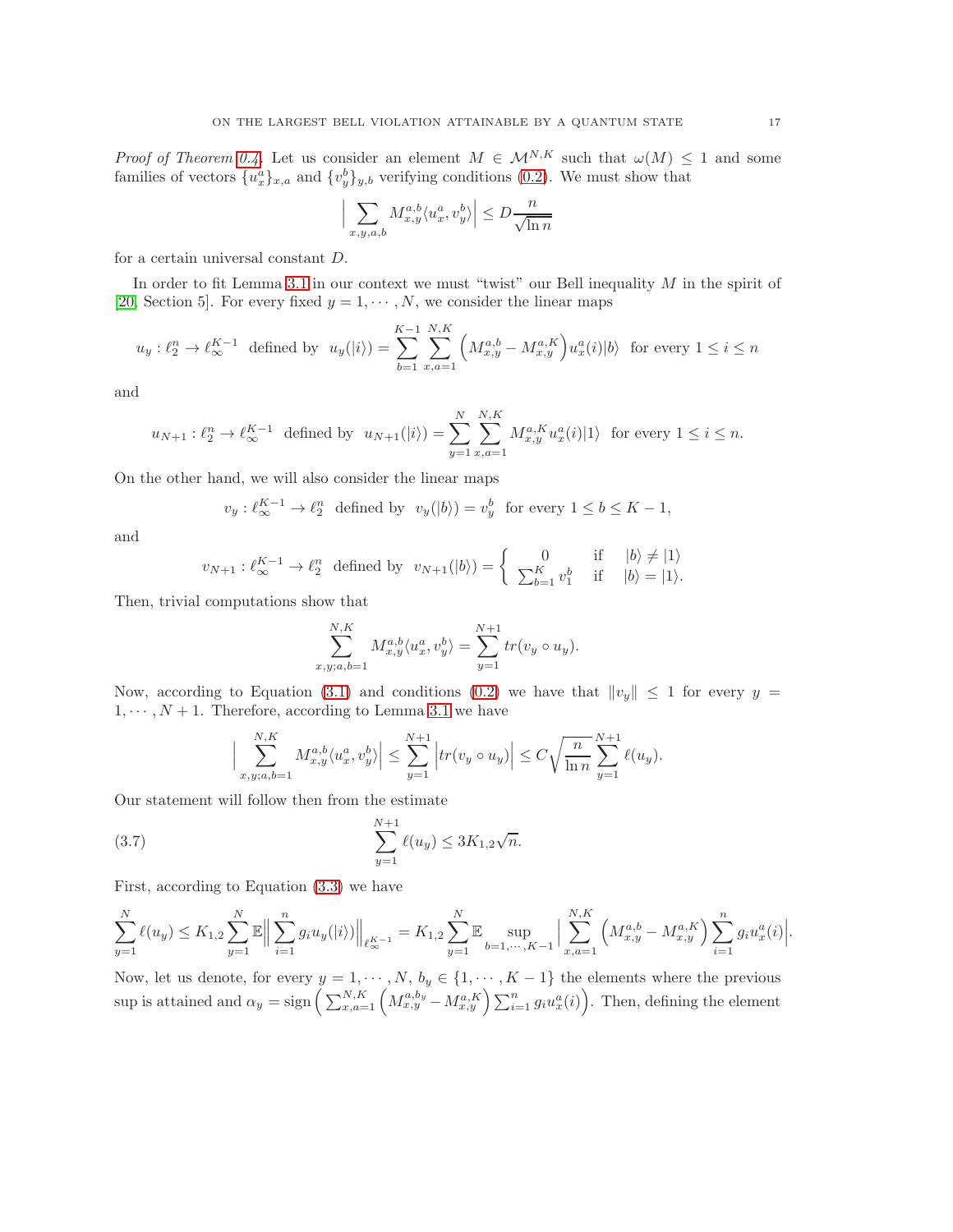*Proof of Theorem 0.4.* Let us consider an element $M \in \mathcal{M}^{N,K}$ such that $\omega(M) \leq 1$ and some families of vectors $\{u_x^a\}_{x,a}$ and $\{v_y^b\}_{y,b}$ verifying conditions (0.2). We must show that

$$\Big| \sum_{x,y,a,b} M_{x,y}^{a,b} \langle u_x^a, v_y^b \rangle \Big| \leq D \frac{n}{\sqrt{\ln n}}$$

for a certain universal constant $D$.

In order to fit Lemma 3.1 in our context we must "twist" our Bell inequality $M$ in the spirit of [20, Section 5]. For every fixed $y = 1, \cdots, N$, we consider the linear maps

$$u_y : \ell_2^n \to \ell_\infty^{K-1} \text{ defined by } u_y(|i\rangle) = \sum_{b=1}^{K-1} \sum_{x,a=1}^{N,K} \Big( M_{x,y}^{a,b} - M_{x,y}^{a,K} \Big) u_x^a(i) |b\rangle \text{ for every } 1 \leq i \leq n$$

and

$$u_{N+1} : \ell_2^n \to \ell_\infty^{K-1} \text{ defined by } u_{N+1}(|i\rangle) = \sum_{y=1}^{N} \sum_{x,a=1}^{N,K} M_{x,y}^{a,K} u_x^a(i) |1\rangle \text{ for every } 1 \leq i \leq n.$$

On the other hand, we will also consider the linear maps

$$v_y : \ell_\infty^{K-1} \to \ell_2^n \text{ defined by } v_y(|b\rangle) = v_y^b \text{ for every } 1 \leq b \leq K-1,$$

and

$$v_{N+1} : \ell_\infty^{K-1} \to \ell_2^n \text{ defined by } v_{N+1}(|b\rangle) = \begin{cases} 0 & \text{if } \quad |b\rangle \neq |1\rangle \\ \sum_{b=1}^{K} v_1^b & \text{if } \quad |b\rangle = |1\rangle. \end{cases}$$

Then, trivial computations show that

$$\sum_{x,y;a,b=1}^{N,K} M_{x,y}^{a,b} \langle u_x^a, v_y^b \rangle = \sum_{y=1}^{N+1} tr(v_y \circ u_y).$$

Now, according to Equation (3.1) and conditions (0.2) we have that $\|v_y\| \leq 1$ for every $y = 1, \cdots, N+1$. Therefore, according to Lemma 3.1 we have

$$\Big| \sum_{x,y;a,b=1}^{N,K} M_{x,y}^{a,b} \langle u_x^a, v_y^b \rangle \Big| \leq \sum_{y=1}^{N+1} \Big| tr(v_y \circ u_y) \Big| \leq C \sqrt{\frac{n}{\ln n}} \sum_{y=1}^{N+1} \ell(u_y).$$

Our statement will follow then from the estimate

$$\sum_{y=1}^{N+1} \ell(u_y) \leq 3K_{1,2} \sqrt{n}. \tag{3.7}$$

First, according to Equation (3.3) we have

$$\sum_{y=1}^{N} \ell(u_y) \leq K_{1,2} \sum_{y=1}^{N} \mathbb{E} \Big\| \sum_{i=1}^{n} g_i u_y(|i\rangle) \Big\|_{\ell_\infty^{K-1}} = K_{1,2} \sum_{y=1}^{N} \mathbb{E} \sup_{b=1,\cdots,K-1} \Big| \sum_{x,a=1}^{N,K} \Big( M_{x,y}^{a,b} - M_{x,y}^{a,K} \Big) \sum_{i=1}^{n} g_i u_x^a(i) \Big|.$$

Now, let us denote, for every $y = 1, \cdots, N$, $b_y \in \{1, \cdots, K-1\}$ the elements where the previous sup is attained and $\alpha_y = \text{sign} \Big( \sum_{x,a=1}^{N,K} \Big( M_{x,y}^{a,b_y} - M_{x,y}^{a,K} \Big) \sum_{i=1}^{n} g_i u_x^a(i) \Big)$. Then, defining the element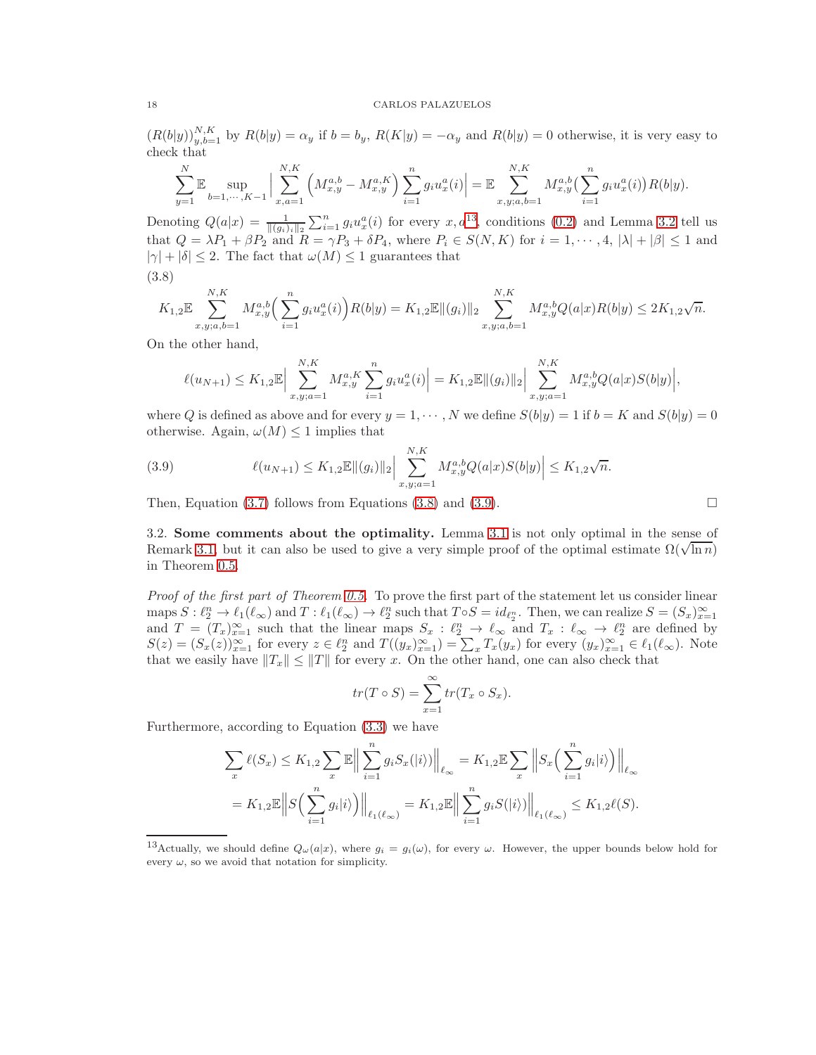$(R(b|y))_{y,b=1}^{N,K}$ by $R(b|y)=\alpha_y$ if $b=b_y$, $R(K|y)=-\alpha_y$ and $R(b|y)=0$ otherwise, it is very easy to check that

$$\sum_{y=1}^{N}\mathbb{E}\sup_{b=1,\cdots,K-1}\Big|\sum_{x,a=1}^{N,K}\Big(M_{x,y}^{a,b}-M_{x,y}^{a,K}\Big)\sum_{i=1}^{n}g_iu_x^a(i)\Big|=\mathbb{E}\sum_{x,y;a,b=1}^{N,K}M_{x,y}^{a,b}\Big(\sum_{i=1}^{n}g_iu_x^a(i)\Big)R(b|y).$$

Denoting $Q(a|x)=\frac{1}{\|(g_i)_i\|_2}\sum_{i=1}^{n}g_iu_x^a(i)$ for every $x,a$[13], conditions (0.2) and Lemma 3.2 tell us that $Q=\lambda P_1+\beta P_2$ and $R=\gamma P_3+\delta P_4$, where $P_i\in S(N,K)$ for $i=1,\cdots,4$, $|\lambda|+|\beta|\leq 1$ and $|\gamma|+|\delta|\leq 2$. The fact that $\omega(M)\leq 1$ guarantees that

(3.8)

$$K_{1,2}\mathbb{E}\sum_{x,y;a,b=1}^{N,K}M_{x,y}^{a,b}\Big(\sum_{i=1}^{n}g_iu_x^a(i)\Big)R(b|y)=K_{1,2}\mathbb{E}\|(g_i)\|_2\sum_{x,y;a,b=1}^{N,K}M_{x,y}^{a,b}Q(a|x)R(b|y)\leq 2K_{1,2}\sqrt{n}.$$

On the other hand,

$$\ell(u_{N+1})\leq K_{1,2}\mathbb{E}\Big|\sum_{x,y;a=1}^{N,K}M_{x,y}^{a,K}\sum_{i=1}^{n}g_iu_x^a(i)\Big|=K_{1,2}\mathbb{E}\|(g_i)\|_2\Big|\sum_{x,y;a=1}^{N,K}M_{x,y}^{a,b}Q(a|x)S(b|y)\Big|,$$

where $Q$ is defined as above and for every $y=1,\cdots,N$ we define $S(b|y)=1$ if $b=K$ and $S(b|y)=0$ otherwise. Again, $\omega(M)\leq 1$ implies that

$$\ell(u_{N+1})\leq K_{1,2}\mathbb{E}\|(g_i)\|_2\Big|\sum_{x,y;a=1}^{N,K}M_{x,y}^{a,b}Q(a|x)S(b|y)\Big|\leq K_{1,2}\sqrt{n}. \tag{3.9}$$

Then, Equation (3.7) follows from Equations (3.8) and (3.9). □

3.2. **Some comments about the optimality.** Lemma 3.1 is not only optimal in the sense of Remark 3.1, but it can also be used to give a very simple proof of the optimal estimate $\Omega(\sqrt{\ln n})$ in Theorem 0.5.

*Proof of the first part of Theorem 0.5.* To prove the first part of the statement let us consider linear maps $S:\ell_2^n\to\ell_1(\ell_\infty)$ and $T:\ell_1(\ell_\infty)\to\ell_2^n$ such that $T\circ S=id_{\ell_2^n}$. Then, we can realize $S=(S_x)_{x=1}^\infty$ and $T=(T_x)_{x=1}^\infty$ such that the linear maps $S_x:\ell_2^n\to\ell_\infty$ and $T_x:\ell_\infty\to\ell_2^n$ are defined by $S(z)=(S_x(z))_{x=1}^\infty$ for every $z\in\ell_2^n$ and $T((y_x)_{x=1}^\infty)=\sum_x T_x(y_x)$ for every $(y_x)_{x=1}^\infty\in\ell_1(\ell_\infty)$. Note that we easily have $\|T_x\|\leq\|T\|$ for every $x$. On the other hand, one can also check that

$$tr(T\circ S)=\sum_{x=1}^{\infty}tr(T_x\circ S_x).$$

Furthermore, according to Equation (3.3) we have

$$\sum_x\ell(S_x)\leq K_{1,2}\sum_x\mathbb{E}\Big\|\sum_{i=1}^{n}g_iS_x(|i\rangle)\Big\|_{\ell_\infty}=K_{1,2}\mathbb{E}\sum_x\Big\|S_x\Big(\sum_{i=1}^{n}g_i|i\rangle\Big)\Big\|_{\ell_\infty}$$

$$=K_{1,2}\mathbb{E}\Big\|S\Big(\sum_{i=1}^{n}g_i|i\rangle\Big)\Big\|_{\ell_1(\ell_\infty)}=K_{1,2}\mathbb{E}\Big\|\sum_{i=1}^{n}g_iS(|i\rangle)\Big\|_{\ell_1(\ell_\infty)}\leq K_{1,2}\ell(S).$$

[13]Actually, we should define $Q_\omega(a|x)$, where $g_i=g_i(\omega)$, for every $\omega$. However, the upper bounds below hold for every $\omega$, so we avoid that notation for simplicity.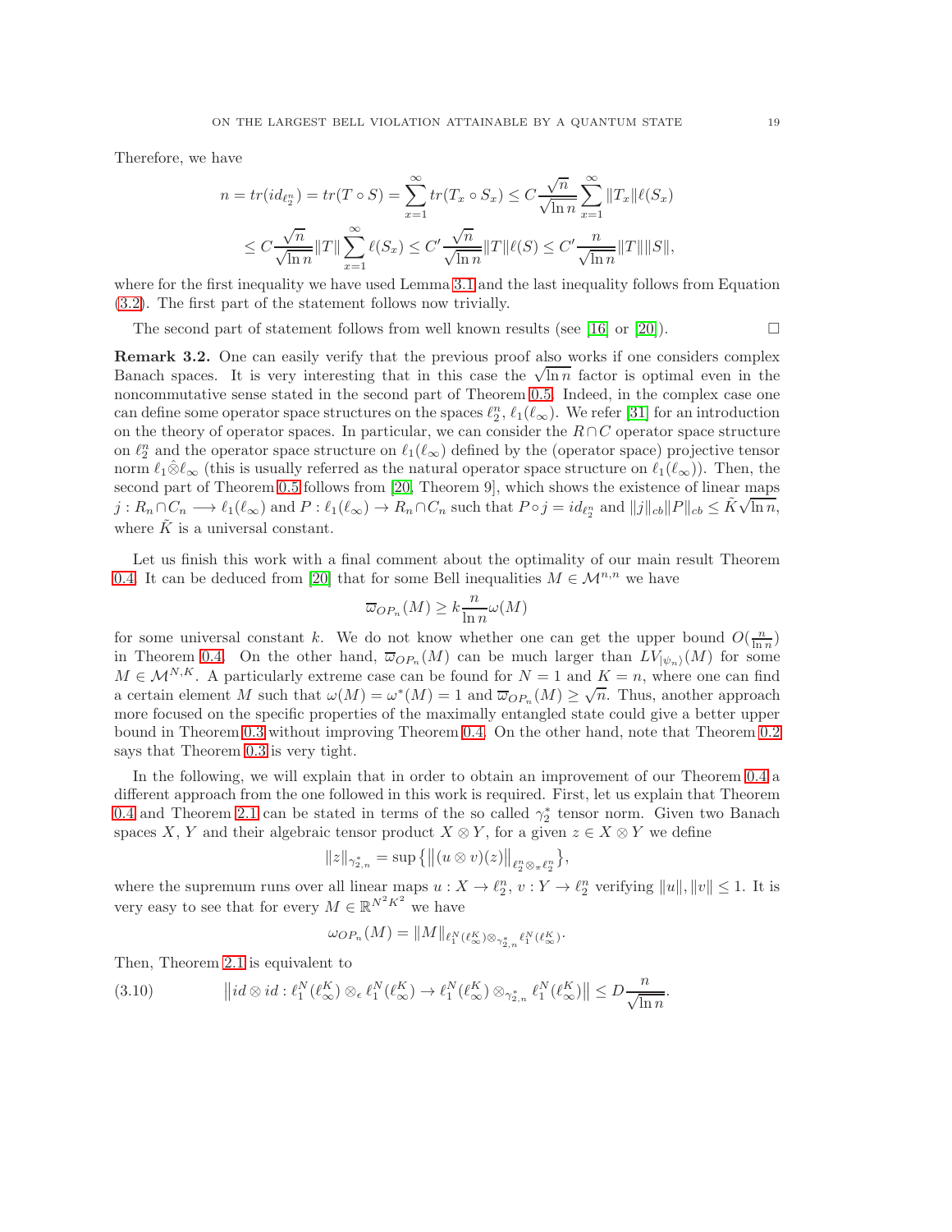Therefore, we have

$$n = tr(id_{\ell_2^n}) = tr(T \circ S) = \sum_{x=1}^{\infty} tr(T_x \circ S_x) \leq C \frac{\sqrt{n}}{\sqrt{\ln n}} \sum_{x=1}^{\infty} \|T_x\| \ell(S_x)$$

$$\leq C \frac{\sqrt{n}}{\sqrt{\ln n}} \|T\| \sum_{x=1}^{\infty} \ell(S_x) \leq C' \frac{\sqrt{n}}{\sqrt{\ln n}} \|T\| \ell(S) \leq C' \frac{n}{\sqrt{\ln n}} \|T\| \|S\|,$$

where for the first inequality we have used Lemma 3.1 and the last inequality follows from Equation (3.2). The first part of the statement follows now trivially.

The second part of statement follows from well known results (see [16] or [20]). $\square$

**Remark 3.2.** One can easily verify that the previous proof also works if one considers complex Banach spaces. It is very interesting that in this case the $\sqrt{\ln n}$ factor is optimal even in the noncommutative sense stated in the second part of Theorem 0.5. Indeed, in the complex case one can define some operator space structures on the spaces $\ell_2^n$, $\ell_1(\ell_\infty)$. We refer [31] for an introduction on the theory of operator spaces. In particular, we can consider the $R \cap C$ operator space structure on $\ell_2^n$ and the operator space structure on $\ell_1(\ell_\infty)$ defined by the (operator space) projective tensor norm $\ell_1 \hat{\otimes} \ell_\infty$ (this is usually referred as the natural operator space structure on $\ell_1(\ell_\infty)$). Then, the second part of Theorem 0.5 follows from [20, Theorem 9], which shows the existence of linear maps $j : R_n \cap C_n \longrightarrow \ell_1(\ell_\infty)$ and $P : \ell_1(\ell_\infty) \to R_n \cap C_n$ such that $P \circ j = id_{\ell_2^n}$ and $\|j\|_{cb}\|P\|_{cb} \leq \tilde{K}\sqrt{\ln n}$, where $\tilde{K}$ is a universal constant.

Let us finish this work with a final comment about the optimality of our main result Theorem 0.4. It can be deduced from [20] that for some Bell inequalities $M \in \mathcal{M}^{n,n}$ we have

$$\overline{\omega}_{OP_n}(M) \geq k \frac{n}{\ln n} \omega(M)$$

for some universal constant $k$. We do not know whether one can get the upper bound $O(\frac{n}{\ln n})$ in Theorem 0.4. On the other hand, $\overline{\omega}_{OP_n}(M)$ can be much larger than $LV_{|\psi_n\rangle}(M)$ for some $M \in \mathcal{M}^{N,K}$. A particularly extreme case can be found for $N = 1$ and $K = n$, where one can find a certain element $M$ such that $\omega(M) = \omega^*(M) = 1$ and $\overline{\omega}_{OP_n}(M) \geq \sqrt{n}$. Thus, another approach more focused on the specific properties of the maximally entangled state could give a better upper bound in Theorem 0.3 without improving Theorem 0.4. On the other hand, note that Theorem 0.2 says that Theorem 0.3 is very tight.

In the following, we will explain that in order to obtain an improvement of our Theorem 0.4 a different approach from the one followed in this work is required. First, let us explain that Theorem 0.4 and Theorem 2.1 can be stated in terms of the so called $\gamma_2^*$ tensor norm. Given two Banach spaces $X$, $Y$ and their algebraic tensor product $X \otimes Y$, for a given $z \in X \otimes Y$ we define

$$\|z\|_{\gamma_{2,n}^*} = \sup \left\{ \left\|(u \otimes v)(z)\right\|_{\ell_2^n \otimes_\pi \ell_2^n} \right\},$$

where the supremum runs over all linear maps $u : X \to \ell_2^n$, $v : Y \to \ell_2^n$ verifying $\|u\|, \|v\| \leq 1$. It is very easy to see that for every $M \in \mathbb{R}^{N^2K^2}$ we have

$$\omega_{OP_n}(M) = \|M\|_{\ell_1^N(\ell_\infty^K) \otimes_{\gamma_{2,n}^*} \ell_1^N(\ell_\infty^K)}.$$

Then, Theorem 2.1 is equivalent to

$$\left\| id \otimes id : \ell_1^N(\ell_\infty^K) \otimes_\epsilon \ell_1^N(\ell_\infty^K) \to \ell_1^N(\ell_\infty^K) \otimes_{\gamma_{2,n}^*} \ell_1^N(\ell_\infty^K) \right\| \leq D \frac{n}{\sqrt{\ln n}}. \tag{3.10}$$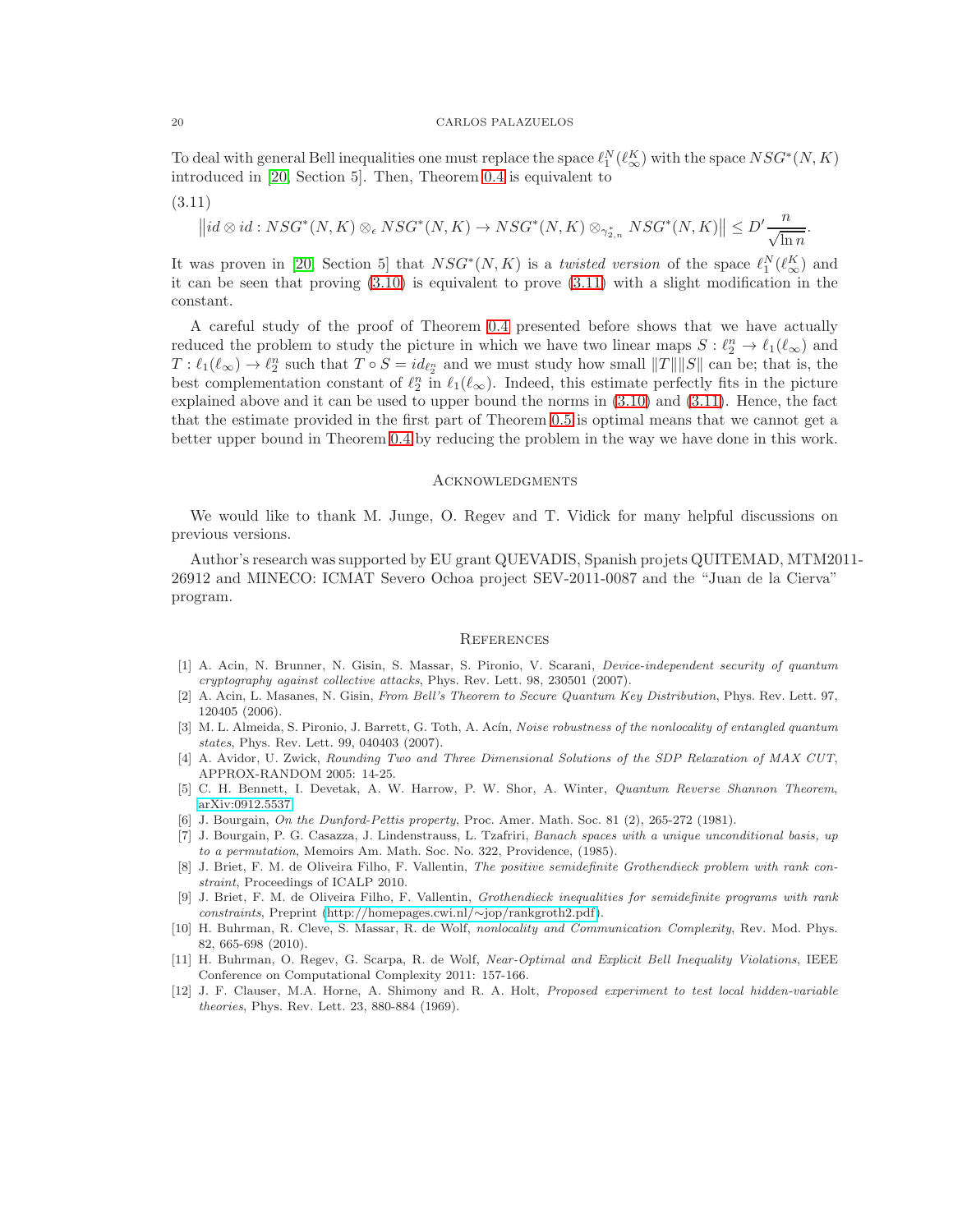To deal with general Bell inequalities one must replace the space $\ell_1^N(\ell_\infty^K)$ with the space $NSG^*(N,K)$ introduced in [20, Section 5]. Then, Theorem 0.4 is equivalent to

(3.11)

$$\left\|id\otimes id : NSG^*(N,K)\otimes_\epsilon NSG^*(N,K)\to NSG^*(N,K)\otimes_{\gamma_{2,n}^*} NSG^*(N,K)\right\| \leq D'\frac{n}{\sqrt{\ln n}}.$$

It was proven in [20, Section 5] that $NSG^*(N,K)$ is a *twisted version* of the space $\ell_1^N(\ell_\infty^K)$ and it can be seen that proving (3.10) is equivalent to prove (3.11) with a slight modification in the constant.

A careful study of the proof of Theorem 0.4 presented before shows that we have actually reduced the problem to study the picture in which we have two linear maps $S:\ell_2^n\to\ell_1(\ell_\infty)$ and $T:\ell_1(\ell_\infty)\to\ell_2^n$ such that $T\circ S = id_{\ell_2^n}$ and we must study how small $\|T\|\|S\|$ can be; that is, the best complementation constant of $\ell_2^n$ in $\ell_1(\ell_\infty)$. Indeed, this estimate perfectly fits in the picture explained above and it can be used to upper bound the norms in (3.10) and (3.11). Hence, the fact that the estimate provided in the first part of Theorem 0.5 is optimal means that we cannot get a better upper bound in Theorem 0.4 by reducing the problem in the way we have done in this work.

## Acknowledgments

We would like to thank M. Junge, O. Regev and T. Vidick for many helpful discussions on previous versions.

Author's research was supported by EU grant QUEVADIS, Spanish projets QUITEMAD, MTM2011-26912 and MINECO: ICMAT Severo Ochoa project SEV-2011-0087 and the "Juan de la Cierva" program.

## References

[1] A. Acin, N. Brunner, N. Gisin, S. Massar, S. Pironio, V. Scarani, *Device-independent security of quantum cryptography against collective attacks*, Phys. Rev. Lett. 98, 230501 (2007).

[2] A. Acin, L. Masanes, N. Gisin, *From Bell's Theorem to Secure Quantum Key Distribution*, Phys. Rev. Lett. 97, 120405 (2006).

[3] M. L. Almeida, S. Pironio, J. Barrett, G. Toth, A. Acín, *Noise robustness of the nonlocality of entangled quantum states*, Phys. Rev. Lett. 99, 040403 (2007).

[4] A. Avidor, U. Zwick, *Rounding Two and Three Dimensional Solutions of the SDP Relaxation of MAX CUT*, APPROX-RANDOM 2005: 14-25.

[5] C. H. Bennett, I. Devetak, A. W. Harrow, P. W. Shor, A. Winter, *Quantum Reverse Shannon Theorem*, arXiv:0912.5537.

[6] J. Bourgain, *On the Dunford-Pettis property*, Proc. Amer. Math. Soc. 81 (2), 265-272 (1981).

[7] J. Bourgain, P. G. Casazza, J. Lindenstrauss, L. Tzafriri, *Banach spaces with a unique unconditional basis, up to a permutation*, Memoirs Am. Math. Soc. No. 322, Providence, (1985).

[8] J. Briet, F. M. de Oliveira Filho, F. Vallentin, *The positive semidefinite Grothendieck problem with rank constraint*, Proceedings of ICALP 2010.

[9] J. Briet, F. M. de Oliveira Filho, F. Vallentin, *Grothendieck inequalities for semidefinite programs with rank constraints*, Preprint (http://homepages.cwi.nl/∼jop/rankgroth2.pdf).

[10] H. Buhrman, R. Cleve, S. Massar, R. de Wolf, *nonlocality and Communication Complexity*, Rev. Mod. Phys. 82, 665-698 (2010).

[11] H. Buhrman, O. Regev, G. Scarpa, R. de Wolf, *Near-Optimal and Explicit Bell Inequality Violations*, IEEE Conference on Computational Complexity 2011: 157-166.

[12] J. F. Clauser, M.A. Horne, A. Shimony and R. A. Holt, *Proposed experiment to test local hidden-variable theories*, Phys. Rev. Lett. 23, 880-884 (1969).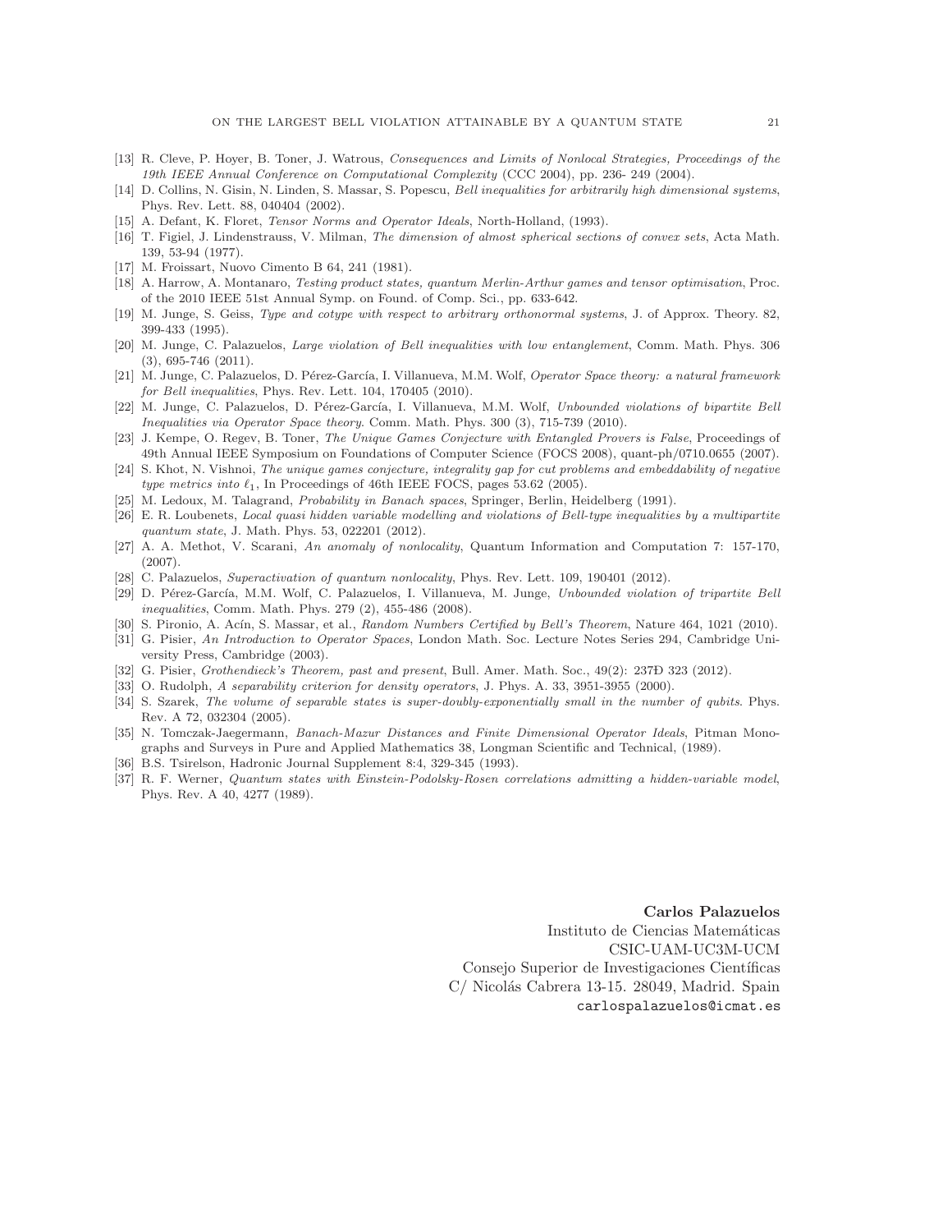[13] R. Cleve, P. Hoyer, B. Toner, J. Watrous, *Consequences and Limits of Nonlocal Strategies, Proceedings of the 19th IEEE Annual Conference on Computational Complexity* (CCC 2004), pp. 236- 249 (2004).

[14] D. Collins, N. Gisin, N. Linden, S. Massar, S. Popescu, *Bell inequalities for arbitrarily high dimensional systems*, Phys. Rev. Lett. 88, 040404 (2002).

[15] A. Defant, K. Floret, *Tensor Norms and Operator Ideals*, North-Holland, (1993).

[16] T. Figiel, J. Lindenstrauss, V. Milman, *The dimension of almost spherical sections of convex sets*, Acta Math. 139, 53-94 (1977).

[17] M. Froissart, Nuovo Cimento B 64, 241 (1981).

[18] A. Harrow, A. Montanaro, *Testing product states, quantum Merlin-Arthur games and tensor optimisation*, Proc. of the 2010 IEEE 51st Annual Symp. on Found. of Comp. Sci., pp. 633-642.

[19] M. Junge, S. Geiss, *Type and cotype with respect to arbitrary orthonormal systems*, J. of Approx. Theory. 82, 399-433 (1995).

[20] M. Junge, C. Palazuelos, *Large violation of Bell inequalities with low entanglement*, Comm. Math. Phys. 306 (3), 695-746 (2011).

[21] M. Junge, C. Palazuelos, D. Pérez-García, I. Villanueva, M.M. Wolf, *Operator Space theory: a natural framework for Bell inequalities*, Phys. Rev. Lett. 104, 170405 (2010).

[22] M. Junge, C. Palazuelos, D. Pérez-García, I. Villanueva, M.M. Wolf, *Unbounded violations of bipartite Bell Inequalities via Operator Space theory*. Comm. Math. Phys. 300 (3), 715-739 (2010).

[23] J. Kempe, O. Regev, B. Toner, *The Unique Games Conjecture with Entangled Provers is False*, Proceedings of 49th Annual IEEE Symposium on Foundations of Computer Science (FOCS 2008), quant-ph/0710.0655 (2007).

[24] S. Khot, N. Vishnoi, *The unique games conjecture, integrality gap for cut problems and embeddability of negative type metrics into $\ell_1$*, In Proceedings of 46th IEEE FOCS, pages 53.62 (2005).

[25] M. Ledoux, M. Talagrand, *Probability in Banach spaces*, Springer, Berlin, Heidelberg (1991).

[26] E. R. Loubenets, *Local quasi hidden variable modelling and violations of Bell-type inequalities by a multipartite quantum state*, J. Math. Phys. 53, 022201 (2012).

[27] A. A. Methot, V. Scarani, *An anomaly of nonlocality*, Quantum Information and Computation 7: 157-170, (2007).

[28] C. Palazuelos, *Superactivation of quantum nonlocality*, Phys. Rev. Lett. 109, 190401 (2012).

[29] D. Pérez-García, M.M. Wolf, C. Palazuelos, I. Villanueva, M. Junge, *Unbounded violation of tripartite Bell inequalities*, Comm. Math. Phys. 279 (2), 455-486 (2008).

[30] S. Pironio, A. Acín, S. Massar, et al., *Random Numbers Certified by Bell's Theorem*, Nature 464, 1021 (2010).

[31] G. Pisier, *An Introduction to Operator Spaces*, London Math. Soc. Lecture Notes Series 294, Cambridge University Press, Cambridge (2003).

[32] G. Pisier, *Grothendieck's Theorem, past and present*, Bull. Amer. Math. Soc., 49(2): 237Ð 323 (2012).

[33] O. Rudolph, *A separability criterion for density operators*, J. Phys. A. 33, 3951-3955 (2000).

[34] S. Szarek, *The volume of separable states is super-doubly-exponentially small in the number of qubits*. Phys. Rev. A 72, 032304 (2005).

[35] N. Tomczak-Jaegermann, *Banach-Mazur Distances and Finite Dimensional Operator Ideals*, Pitman Monographs and Surveys in Pure and Applied Mathematics 38, Longman Scientific and Technical, (1989).

[36] B.S. Tsirelson, Hadronic Journal Supplement 8:4, 329-345 (1993).

[37] R. F. Werner, *Quantum states with Einstein-Podolsky-Rosen correlations admitting a hidden-variable model*, Phys. Rev. A 40, 4277 (1989).

**Carlos Palazuelos**
Instituto de Ciencias Matemáticas
CSIC-UAM-UC3M-UCM
Consejo Superior de Investigaciones Científicas
C/ Nicolás Cabrera 13-15. 28049, Madrid. Spain
carlospalazuelos@icmat.es